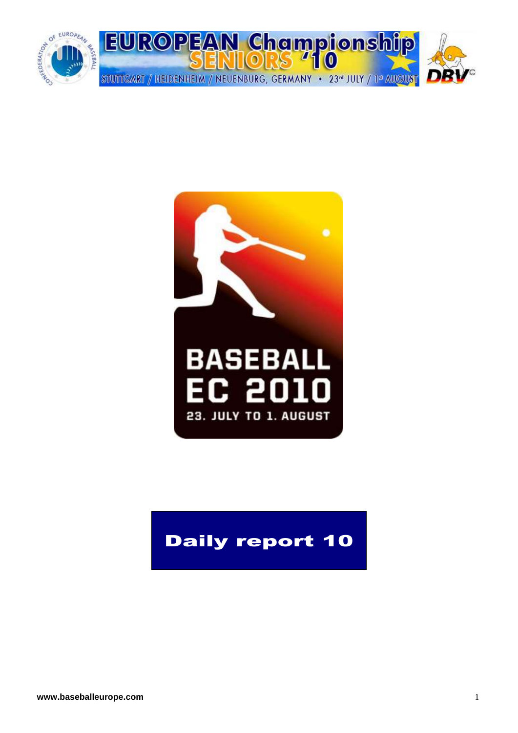EUROPEAN Championship SENIORS '10

STUTTGART / HEIDENHEIM / NEUENBURG, GERMANY • 23rd JULY / 1st AUGUST

BASEBALL EC 2010

23. JULY TO 1. AUGUST

# Daily report 10

www.baseballeurope.com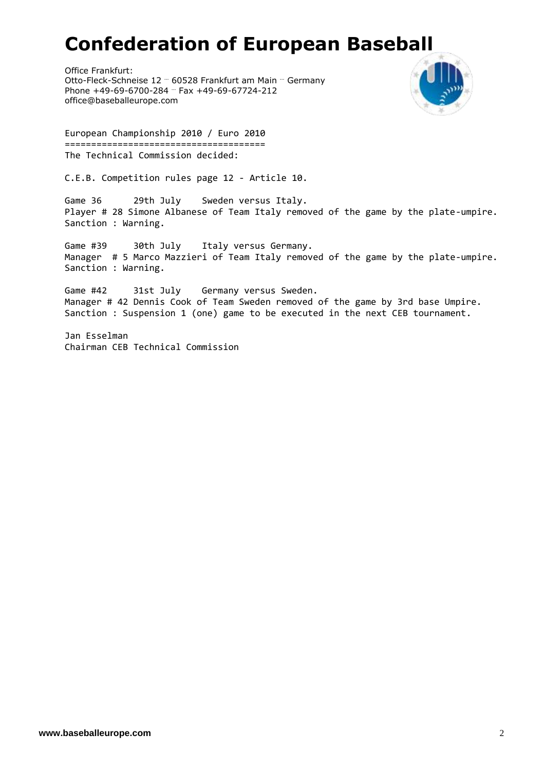# Confederation of European Baseball

Office Frankfurt:
Otto-Fleck-Schneise 12 ·· 60528 Frankfurt am Main ·· Germany
Phone +49-69-6700-284 ·· Fax +49-69-67724-212
office@baseballeurope.com

European Championship 2010 / Euro 2010
======================================
The Technical Commission decided:

C.E.B. Competition rules page 12 - Article 10.

Game 36      29th July    Sweden versus Italy.
Player # 28 Simone Albanese of Team Italy removed of the game by the plate-umpire.
Sanction : Warning.

Game #39     30th July    Italy versus Germany.
Manager  # 5 Marco Mazzieri of Team Italy removed of the game by the plate-umpire.
Sanction : Warning.

Game #42     31st July    Germany versus Sweden.
Manager # 42 Dennis Cook of Team Sweden removed of the game by 3rd base Umpire.
Sanction : Suspension 1 (one) game to be executed in the next CEB tournament.

Jan Esselman
Chairman CEB Technical Commission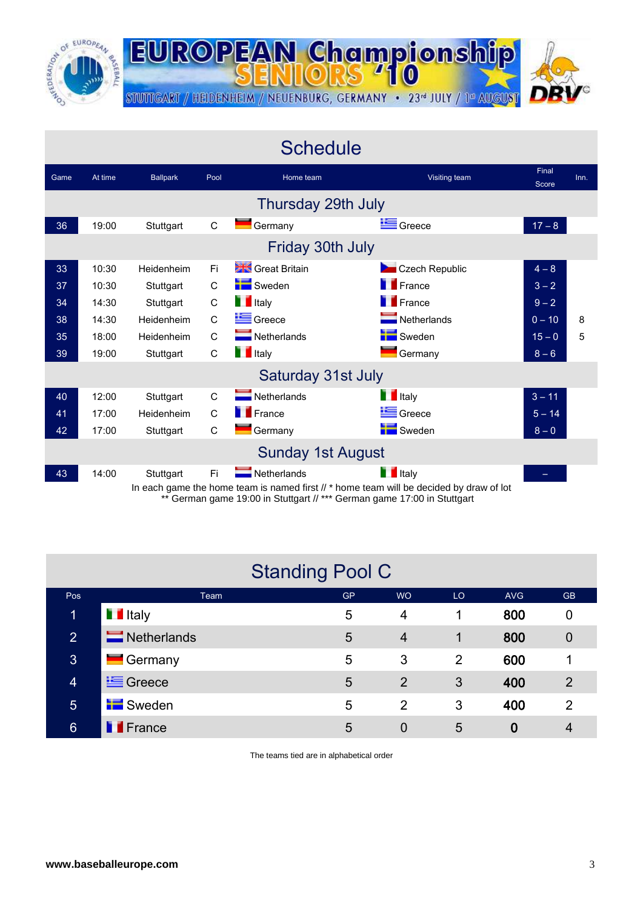EUROPEAN Championship SENIORS '10

STUTTGART / HEIDENHEIM / NEUENBURG, GERMANY • 23rd JULY / 1st AUGUST

# Schedule

| Game | At time | Ballpark | Pool | Home team | Visiting team | Final Score | Inn. |
|---|---|---|---|---|---|---|---|
| **Thursday 29th July** | | | | | | | |
| 36 | 19:00 | Stuttgart | C | Germany | Greece | 17 – 8 | |
| **Friday 30th July** | | | | | | | |
| 33 | 10:30 | Heidenheim | Fi | Great Britain | Czech Republic | 4 – 8 | |
| 37 | 10:30 | Stuttgart | C | Sweden | France | 3 – 2 | |
| 34 | 14:30 | Stuttgart | C | Italy | France | 9 – 2 | |
| 38 | 14:30 | Heidenheim | C | Greece | Netherlands | 0 – 10 | 8 |
| 35 | 18:00 | Heidenheim | C | Netherlands | Sweden | 15 – 0 | 5 |
| 39 | 19:00 | Stuttgart | C | Italy | Germany | 8 – 6 | |
| **Saturday 31st July** | | | | | | | |
| 40 | 12:00 | Stuttgart | C | Netherlands | Italy | 3 – 11 | |
| 41 | 17:00 | Heidenheim | C | France | Greece | 5 – 14 | |
| 42 | 17:00 | Stuttgart | C | Germany | Sweden | 8 – 0 | |
| **Sunday 1st August** | | | | | | | |
| 43 | 14:00 | Stuttgart | Fi | Netherlands | Italy | – | |

In each game the home team is named first // * home team will be decided by draw of lot
** German game 19:00 in Stuttgart // *** German game 17:00 in Stuttgart

# Standing Pool C

| Pos | Team | GP | WO | LO | AVG | GB |
|---|---|---|---|---|---|---|
| 1 | Italy | 5 | 4 | 1 | **800** | 0 |
| 2 | Netherlands | 5 | 4 | 1 | **800** | 0 |
| 3 | Germany | 5 | 3 | 2 | **600** | 1 |
| 4 | Greece | 5 | 2 | 3 | **400** | 2 |
| 5 | Sweden | 5 | 2 | 3 | **400** | 2 |
| 6 | France | 5 | 0 | 5 | **0** | 4 |

The teams tied are in alphabetical order

**www.baseballeurope.com**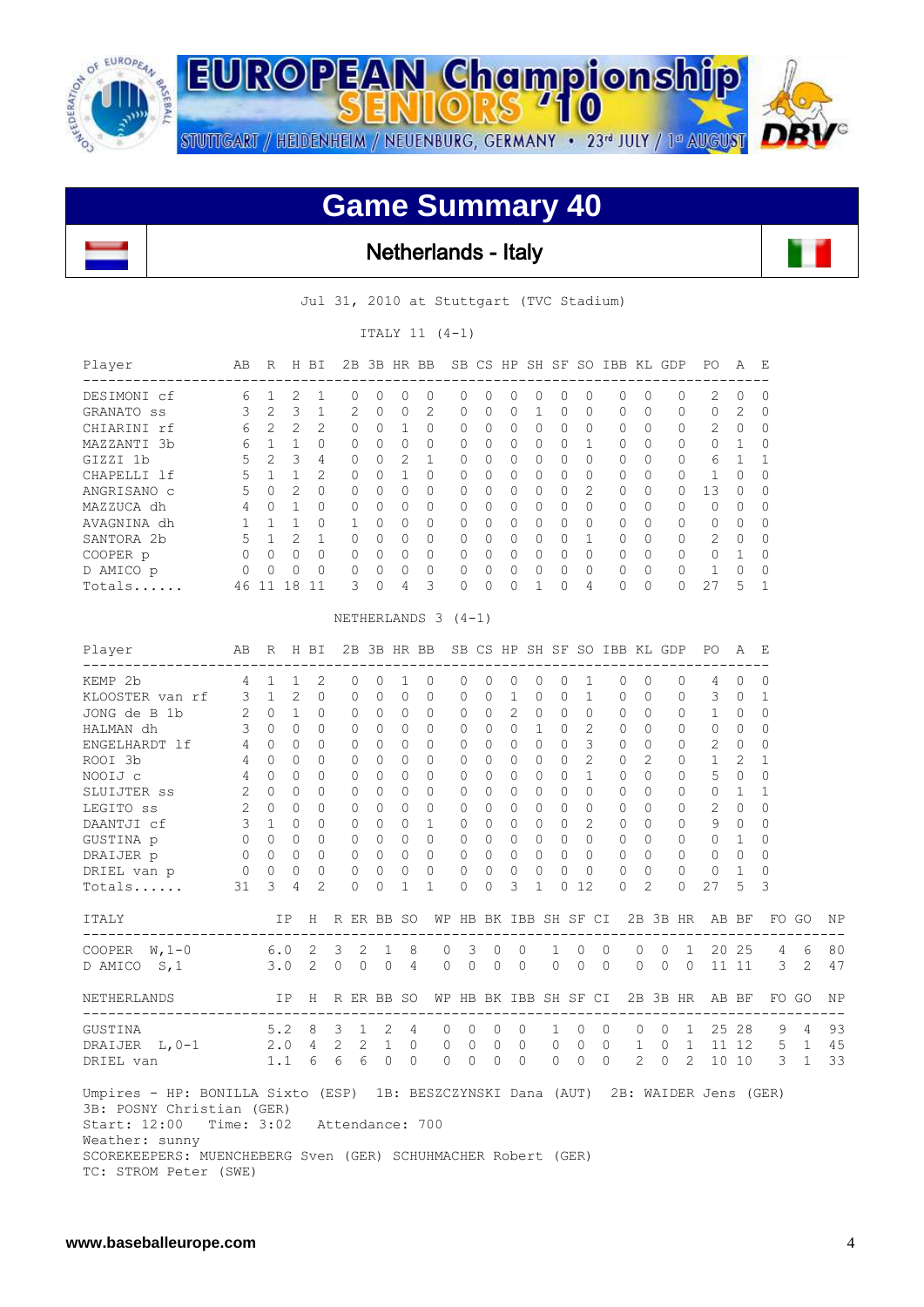EUROPEAN Championship SENIORS '10

STUTTGART / HEIDENHEIM / NEUENBURG, GERMANY • 23rd JULY / 1st AUGUST

# Game Summary 40

## Netherlands - Italy

Jul 31, 2010 at Stuttgart (TVC Stadium)

ITALY 11 (4-1)

| Player | AB | R | H | BI | 2B | 3B | HR | BB | SB | CS | HP | SH | SF | SO | IBB | KL | GDP | PO | A | E |
|---|---|---|---|---|---|---|---|---|---|---|---|---|---|---|---|---|---|---|---|---|
| DESIMONI cf | 6 | 1 | 2 | 1 | 0 | 0 | 0 | 0 | 0 | 0 | 0 | 0 | 0 | 0 | 0 | 0 | 0 | 2 | 0 | 0 |
| GRANATO ss | 3 | 2 | 3 | 1 | 2 | 0 | 0 | 2 | 0 | 0 | 0 | 1 | 0 | 0 | 0 | 0 | 0 | 0 | 2 | 0 |
| CHIARINI rf | 6 | 2 | 2 | 2 | 0 | 0 | 1 | 0 | 0 | 0 | 0 | 0 | 0 | 0 | 0 | 0 | 0 | 2 | 0 | 0 |
| MAZZANTI 3b | 6 | 1 | 1 | 0 | 0 | 0 | 0 | 0 | 0 | 0 | 0 | 0 | 0 | 1 | 0 | 0 | 0 | 0 | 1 | 0 |
| GIZZI 1b | 5 | 2 | 3 | 4 | 0 | 0 | 2 | 1 | 0 | 0 | 0 | 0 | 0 | 0 | 0 | 0 | 0 | 6 | 1 | 1 |
| CHAPELLI lf | 5 | 1 | 1 | 2 | 0 | 0 | 1 | 0 | 0 | 0 | 0 | 0 | 0 | 0 | 0 | 0 | 0 | 1 | 0 | 0 |
| ANGRISANO c | 5 | 0 | 2 | 0 | 0 | 0 | 0 | 0 | 0 | 0 | 0 | 0 | 0 | 2 | 0 | 0 | 0 | 13 | 0 | 0 |
| MAZZUCA dh | 4 | 0 | 1 | 0 | 0 | 0 | 0 | 0 | 0 | 0 | 0 | 0 | 0 | 0 | 0 | 0 | 0 | 0 | 0 | 0 |
| AVAGNINA dh | 1 | 1 | 1 | 0 | 1 | 0 | 0 | 0 | 0 | 0 | 0 | 0 | 0 | 0 | 0 | 0 | 0 | 0 | 0 | 0 |
| SANTORA 2b | 5 | 1 | 2 | 1 | 0 | 0 | 0 | 0 | 0 | 0 | 0 | 0 | 0 | 1 | 0 | 0 | 0 | 2 | 0 | 0 |
| COOPER p | 0 | 0 | 0 | 0 | 0 | 0 | 0 | 0 | 0 | 0 | 0 | 0 | 0 | 0 | 0 | 0 | 0 | 0 | 1 | 0 |
| D AMICO p | 0 | 0 | 0 | 0 | 0 | 0 | 0 | 0 | 0 | 0 | 0 | 0 | 0 | 0 | 0 | 0 | 0 | 1 | 0 | 0 |
| Totals...... | 46 | 11 | 18 | 11 | 3 | 0 | 4 | 3 | 0 | 0 | 0 | 1 | 0 | 4 | 0 | 0 | 0 | 27 | 5 | 1 |

NETHERLANDS 3 (4-1)

| Player | AB | R | H | BI | 2B | 3B | HR | BB | SB | CS | HP | SH | SF | SO | IBB | KL | GDP | PO | A | E |
|---|---|---|---|---|---|---|---|---|---|---|---|---|---|---|---|---|---|---|---|---|
| KEMP 2b | 4 | 1 | 1 | 2 | 0 | 0 | 1 | 0 | 0 | 0 | 0 | 0 | 0 | 1 | 0 | 0 | 0 | 4 | 0 | 0 |
| KLOOSTER van rf | 3 | 1 | 2 | 0 | 0 | 0 | 0 | 0 | 0 | 0 | 1 | 0 | 0 | 1 | 0 | 0 | 0 | 3 | 0 | 1 |
| JONG de B 1b | 2 | 0 | 1 | 0 | 0 | 0 | 0 | 0 | 0 | 0 | 2 | 0 | 0 | 0 | 0 | 0 | 0 | 1 | 0 | 0 |
| HALMAN dh | 3 | 0 | 0 | 0 | 0 | 0 | 0 | 0 | 0 | 0 | 0 | 1 | 0 | 2 | 0 | 0 | 0 | 0 | 0 | 0 |
| ENGELHARDT lf | 4 | 0 | 0 | 0 | 0 | 0 | 0 | 0 | 0 | 0 | 0 | 0 | 0 | 3 | 0 | 0 | 0 | 2 | 0 | 0 |
| ROOI 3b | 4 | 0 | 0 | 0 | 0 | 0 | 0 | 0 | 0 | 0 | 0 | 0 | 0 | 2 | 0 | 2 | 0 | 1 | 2 | 1 |
| NOOIJ c | 4 | 0 | 0 | 0 | 0 | 0 | 0 | 0 | 0 | 0 | 0 | 0 | 0 | 1 | 0 | 0 | 0 | 5 | 0 | 0 |
| SLUIJTER ss | 2 | 0 | 0 | 0 | 0 | 0 | 0 | 0 | 0 | 0 | 0 | 0 | 0 | 0 | 0 | 0 | 0 | 0 | 1 | 1 |
| LEGITO ss | 2 | 0 | 0 | 0 | 0 | 0 | 0 | 0 | 0 | 0 | 0 | 0 | 0 | 0 | 0 | 0 | 0 | 2 | 0 | 0 |
| DAANTJI cf | 3 | 1 | 0 | 0 | 0 | 0 | 0 | 1 | 0 | 0 | 0 | 0 | 0 | 2 | 0 | 0 | 0 | 9 | 0 | 0 |
| GUSTINA p | 0 | 0 | 0 | 0 | 0 | 0 | 0 | 0 | 0 | 0 | 0 | 0 | 0 | 0 | 0 | 0 | 0 | 0 | 1 | 0 |
| DRAIJER p | 0 | 0 | 0 | 0 | 0 | 0 | 0 | 0 | 0 | 0 | 0 | 0 | 0 | 0 | 0 | 0 | 0 | 0 | 0 | 0 |
| DRIEL van p | 0 | 0 | 0 | 0 | 0 | 0 | 0 | 0 | 0 | 0 | 0 | 0 | 0 | 0 | 0 | 0 | 0 | 0 | 1 | 0 |
| Totals...... | 31 | 3 | 4 | 2 | 0 | 0 | 1 | 1 | 0 | 0 | 3 | 1 | 0 | 12 | 0 | 2 | 0 | 27 | 5 | 3 |

| ITALY | IP | H | R | ER | BB | SO | WP | HB | BK | IBB | SH | SF | CI | 2B | 3B | HR | AB | BF | FO | GO | NP |
|---|---|---|---|---|---|---|---|---|---|---|---|---|---|---|---|---|---|---|---|---|---|
| COOPER W,1-0 | 6.0 | 2 | 3 | 2 | 1 | 8 | 0 | 3 | 0 | 0 | 1 | 0 | 0 | 0 | 0 | 1 | 20 | 25 | 4 | 6 | 80 |
| D AMICO S,1 | 3.0 | 2 | 0 | 0 | 0 | 4 | 0 | 0 | 0 | 0 | 0 | 0 | 0 | 0 | 0 | 0 | 11 | 11 | 3 | 2 | 47 |

| NETHERLANDS | IP | H | R | ER | BB | SO | WP | HB | BK | IBB | SH | SF | CI | 2B | 3B | HR | AB | BF | FO | GO | NP |
|---|---|---|---|---|---|---|---|---|---|---|---|---|---|---|---|---|---|---|---|---|---|
| GUSTINA | 5.2 | 8 | 3 | 1 | 2 | 4 | 0 | 0 | 0 | 0 | 1 | 0 | 0 | 0 | 0 | 1 | 25 | 28 | 9 | 4 | 93 |
| DRAIJER L,0-1 | 2.0 | 4 | 2 | 2 | 1 | 0 | 0 | 0 | 0 | 0 | 0 | 0 | 0 | 1 | 0 | 1 | 11 | 12 | 5 | 1 | 45 |
| DRIEL van | 1.1 | 6 | 6 | 6 | 0 | 0 | 0 | 0 | 0 | 0 | 0 | 0 | 0 | 2 | 0 | 2 | 10 | 10 | 3 | 1 | 33 |

Umpires - HP: BONILLA Sixto (ESP) 1B: BESZCZYNSKI Dana (AUT) 2B: WAIDER Jens (GER)
3B: POSNY Christian (GER)
Start: 12:00 Time: 3:02 Attendance: 700
Weather: sunny
SCOREKEEPERS: MUENCHEBERG Sven (GER) SCHUHMACHER Robert (GER)
TC: STROM Peter (SWE)

www.baseballeurope.com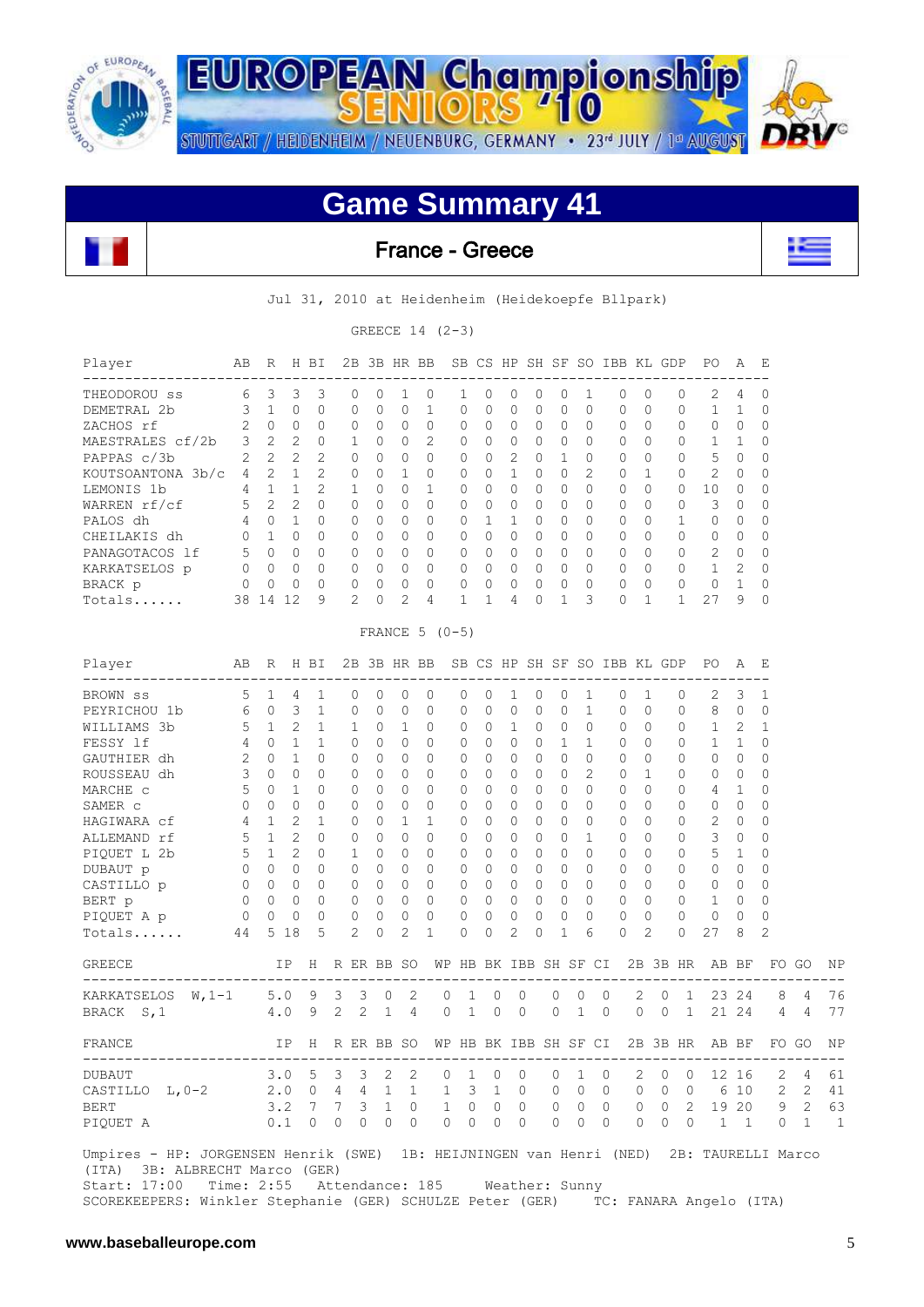EUROPEAN Championship SENIORS '10

STUTTGART / HEIDENHEIM / NEUENBURG, GERMANY • 23rd JULY / 1st AUGUST

# Game Summary 41

## France - Greece

Jul 31, 2010 at Heidenheim (Heidekoepfe Bllpark)

GREECE 14 (2-3)

| Player | AB | R | H | BI | 2B | 3B | HR | BB | SB | CS | HP | SH | SF | SO | IBB | KL | GDP | PO | A | E |
|---|---|---|---|---|---|---|---|---|---|---|---|---|---|---|---|---|---|---|---|---|
| THEODOROU ss | 6 | 3 | 3 | 3 | 0 | 0 | 1 | 0 | 1 | 0 | 0 | 0 | 0 | 1 | 0 | 0 | 0 | 2 | 4 | 0 |
| DEMETRAL 2b | 3 | 1 | 0 | 0 | 0 | 0 | 0 | 1 | 0 | 0 | 0 | 0 | 0 | 0 | 0 | 0 | 0 | 1 | 1 | 0 |
| ZACHOS rf | 2 | 0 | 0 | 0 | 0 | 0 | 0 | 0 | 0 | 0 | 0 | 0 | 0 | 0 | 0 | 0 | 0 | 0 | 0 | 0 |
| MAESTRALES cf/2b | 3 | 2 | 2 | 0 | 1 | 0 | 0 | 2 | 0 | 0 | 0 | 0 | 0 | 0 | 0 | 0 | 0 | 1 | 1 | 0 |
| PAPPAS c/3b | 2 | 2 | 2 | 2 | 0 | 0 | 0 | 0 | 0 | 0 | 2 | 0 | 1 | 0 | 0 | 0 | 0 | 5 | 0 | 0 |
| KOUTSOANTONA 3b/c | 4 | 2 | 1 | 2 | 0 | 0 | 1 | 0 | 0 | 0 | 1 | 0 | 0 | 2 | 0 | 1 | 0 | 2 | 0 | 0 |
| LEMONIS 1b | 4 | 1 | 1 | 2 | 1 | 0 | 0 | 1 | 0 | 0 | 0 | 0 | 0 | 0 | 0 | 0 | 0 | 10 | 0 | 0 |
| WARREN rf/cf | 5 | 2 | 2 | 0 | 0 | 0 | 0 | 0 | 0 | 0 | 0 | 0 | 0 | 0 | 0 | 0 | 0 | 3 | 0 | 0 |
| PALOS dh | 4 | 0 | 1 | 0 | 0 | 0 | 0 | 0 | 0 | 1 | 1 | 0 | 0 | 0 | 0 | 0 | 1 | 0 | 0 | 0 |
| CHEILAKIS dh | 0 | 1 | 0 | 0 | 0 | 0 | 0 | 0 | 0 | 0 | 0 | 0 | 0 | 0 | 0 | 0 | 0 | 0 | 0 | 0 |
| PANAGOTACOS lf | 5 | 0 | 0 | 0 | 0 | 0 | 0 | 0 | 0 | 0 | 0 | 0 | 0 | 0 | 0 | 0 | 0 | 2 | 0 | 0 |
| KARKATSELOS p | 0 | 0 | 0 | 0 | 0 | 0 | 0 | 0 | 0 | 0 | 0 | 0 | 0 | 0 | 0 | 0 | 0 | 1 | 2 | 0 |
| BRACK p | 0 | 0 | 0 | 0 | 0 | 0 | 0 | 0 | 0 | 0 | 0 | 0 | 0 | 0 | 0 | 0 | 0 | 0 | 1 | 0 |
| Totals...... | 38 | 14 | 12 | 9 | 2 | 0 | 2 | 4 | 1 | 1 | 4 | 0 | 1 | 3 | 0 | 1 | 1 | 27 | 9 | 0 |

FRANCE 5 (0-5)

| Player | AB | R | H | BI | 2B | 3B | HR | BB | SB | CS | HP | SH | SF | SO | IBB | KL | GDP | PO | A | E |
|---|---|---|---|---|---|---|---|---|---|---|---|---|---|---|---|---|---|---|---|---|
| BROWN ss | 5 | 1 | 4 | 1 | 0 | 0 | 0 | 0 | 0 | 0 | 1 | 0 | 0 | 1 | 0 | 1 | 0 | 2 | 3 | 1 |
| PEYRICHOU 1b | 6 | 0 | 3 | 1 | 0 | 0 | 0 | 0 | 0 | 0 | 0 | 0 | 0 | 1 | 0 | 0 | 0 | 8 | 0 | 0 |
| WILLIAMS 3b | 5 | 1 | 2 | 1 | 1 | 0 | 1 | 0 | 0 | 0 | 1 | 0 | 0 | 0 | 0 | 0 | 0 | 1 | 2 | 1 |
| FESSY lf | 4 | 0 | 1 | 1 | 0 | 0 | 0 | 0 | 0 | 0 | 0 | 0 | 1 | 1 | 0 | 0 | 0 | 1 | 1 | 0 |
| GAUTHIER dh | 2 | 0 | 1 | 0 | 0 | 0 | 0 | 0 | 0 | 0 | 0 | 0 | 0 | 0 | 0 | 0 | 0 | 0 | 0 | 0 |
| ROUSSEAU dh | 3 | 0 | 0 | 0 | 0 | 0 | 0 | 0 | 0 | 0 | 0 | 0 | 0 | 2 | 0 | 1 | 0 | 0 | 0 | 0 |
| MARCHE c | 5 | 0 | 1 | 0 | 0 | 0 | 0 | 0 | 0 | 0 | 0 | 0 | 0 | 0 | 0 | 0 | 0 | 4 | 1 | 0 |
| SAMER c | 0 | 0 | 0 | 0 | 0 | 0 | 0 | 0 | 0 | 0 | 0 | 0 | 0 | 0 | 0 | 0 | 0 | 0 | 0 | 0 |
| HAGIWARA cf | 4 | 1 | 2 | 1 | 0 | 0 | 1 | 1 | 0 | 0 | 0 | 0 | 0 | 0 | 0 | 0 | 0 | 2 | 0 | 0 |
| ALLEMAND rf | 5 | 1 | 2 | 0 | 0 | 0 | 0 | 0 | 0 | 0 | 0 | 0 | 0 | 1 | 0 | 0 | 0 | 3 | 0 | 0 |
| PIQUET L 2b | 5 | 1 | 2 | 0 | 1 | 0 | 0 | 0 | 0 | 0 | 0 | 0 | 0 | 0 | 0 | 0 | 0 | 5 | 1 | 0 |
| DUBAUT p | 0 | 0 | 0 | 0 | 0 | 0 | 0 | 0 | 0 | 0 | 0 | 0 | 0 | 0 | 0 | 0 | 0 | 0 | 0 | 0 |
| CASTILLO p | 0 | 0 | 0 | 0 | 0 | 0 | 0 | 0 | 0 | 0 | 0 | 0 | 0 | 0 | 0 | 0 | 0 | 0 | 0 | 0 |
| BERT p | 0 | 0 | 0 | 0 | 0 | 0 | 0 | 0 | 0 | 0 | 0 | 0 | 0 | 0 | 0 | 0 | 0 | 1 | 0 | 0 |
| PIQUET A p | 0 | 0 | 0 | 0 | 0 | 0 | 0 | 0 | 0 | 0 | 0 | 0 | 0 | 0 | 0 | 0 | 0 | 0 | 0 | 0 |
| Totals...... | 44 | 5 | 18 | 5 | 2 | 0 | 2 | 1 | 0 | 0 | 2 | 0 | 1 | 6 | 0 | 2 | 0 | 27 | 8 | 2 |

| GREECE | IP | H | R | ER | BB | SO | WP | HB | BK | IBB | SH | SF | CI | 2B | 3B | HR | AB | BF | FO | GO | NP |
|---|---|---|---|---|---|---|---|---|---|---|---|---|---|---|---|---|---|---|---|---|---|
| KARKATSELOS W,1-1 | 5.0 | 9 | 3 | 3 | 0 | 2 | 0 | 1 | 0 | 0 | 0 | 0 | 0 | 2 | 0 | 1 | 23 | 24 | 8 | 4 | 76 |
| BRACK S,1 | 4.0 | 9 | 2 | 2 | 1 | 4 | 0 | 1 | 0 | 0 | 0 | 1 | 0 | 0 | 0 | 1 | 21 | 24 | 4 | 4 | 77 |

| FRANCE | IP | H | R | ER | BB | SO | WP | HB | BK | IBB | SH | SF | CI | 2B | 3B | HR | AB | BF | FO | GO | NP |
|---|---|---|---|---|---|---|---|---|---|---|---|---|---|---|---|---|---|---|---|---|---|
| DUBAUT | 3.0 | 5 | 3 | 3 | 2 | 2 | 0 | 1 | 0 | 0 | 0 | 1 | 0 | 2 | 0 | 0 | 12 | 16 | 2 | 4 | 61 |
| CASTILLO L,0-2 | 2.0 | 0 | 4 | 4 | 1 | 1 | 1 | 3 | 1 | 0 | 0 | 0 | 0 | 0 | 0 | 0 | 6 | 10 | 2 | 2 | 41 |
| BERT | 3.2 | 7 | 7 | 3 | 1 | 0 | 1 | 0 | 0 | 0 | 0 | 0 | 0 | 0 | 0 | 2 | 19 | 20 | 9 | 2 | 63 |
| PIQUET A | 0.1 | 0 | 0 | 0 | 0 | 0 | 0 | 0 | 0 | 0 | 0 | 0 | 0 | 0 | 0 | 0 | 1 | 1 | 0 | 1 | 1 |

Umpires - HP: JORGENSEN Henrik (SWE) 1B: HEIJNINGEN van Henri (NED) 2B: TAURELLI Marco (ITA) 3B: ALBRECHT Marco (GER)
Start: 17:00 Time: 2:55 Attendance: 185 Weather: Sunny
SCOREKEEPERS: Winkler Stephanie (GER) SCHULZE Peter (GER) TC: FANARA Angelo (ITA)

www.baseballeurope.com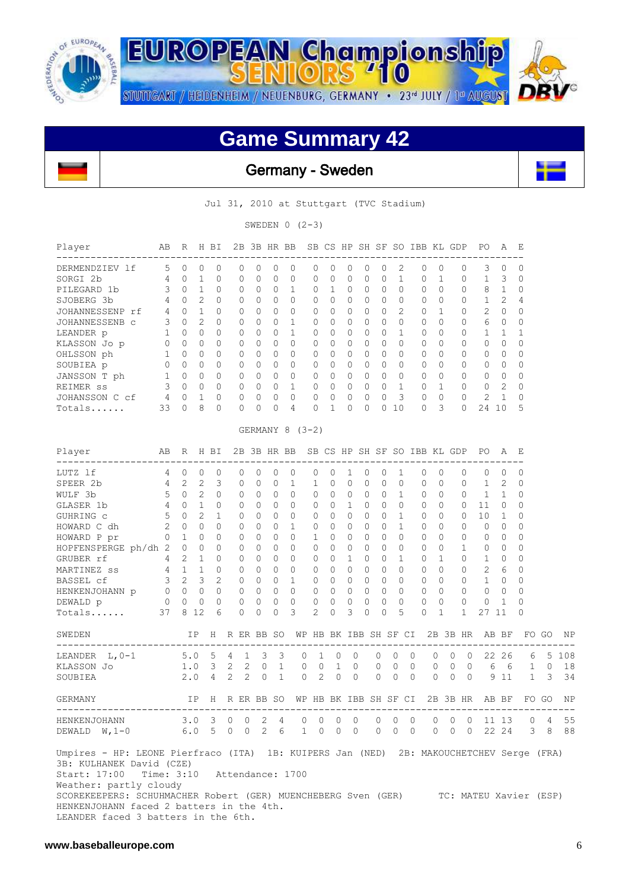# EUROPEAN Championship SENIORS '10

STUTTGART / HEIDENHEIM / NEUENBURG, GERMANY • 23rd JULY / 1st AUGUST

## Game Summary 42

### Germany - Sweden

Jul 31, 2010 at Stuttgart (TVC Stadium)

SWEDEN 0 (2-3)

| Player | AB | R | H | BI | 2B | 3B | HR | BB | SB | CS | HP | SH | SF | SO | IBB | KL | GDP | PO | A | E |
|---|---|---|---|---|---|---|---|---|---|---|---|---|---|---|---|---|---|---|---|---|
| DERMENDZIEV lf | 5 | 0 | 0 | 0 | 0 | 0 | 0 | 0 | 0 | 0 | 0 | 0 | 0 | 2 | 0 | 0 | 0 | 3 | 0 | 0 |
| SORGI 2b | 4 | 0 | 1 | 0 | 0 | 0 | 0 | 0 | 0 | 0 | 0 | 0 | 0 | 1 | 0 | 1 | 0 | 1 | 3 | 0 |
| PILEGARD 1b | 3 | 0 | 1 | 0 | 0 | 0 | 0 | 1 | 0 | 1 | 0 | 0 | 0 | 0 | 0 | 0 | 0 | 8 | 1 | 0 |
| SJOBERG 3b | 4 | 0 | 2 | 0 | 0 | 0 | 0 | 0 | 0 | 0 | 0 | 0 | 0 | 0 | 0 | 0 | 0 | 1 | 2 | 4 |
| JOHANNESSENP rf | 4 | 0 | 1 | 0 | 0 | 0 | 0 | 0 | 0 | 0 | 0 | 0 | 0 | 2 | 0 | 1 | 0 | 2 | 0 | 0 |
| JOHANNESSENB c | 3 | 0 | 2 | 0 | 0 | 0 | 0 | 1 | 0 | 0 | 0 | 0 | 0 | 0 | 0 | 0 | 0 | 6 | 0 | 0 |
| LEANDER p | 1 | 0 | 0 | 0 | 0 | 0 | 0 | 1 | 0 | 0 | 0 | 0 | 0 | 1 | 0 | 0 | 0 | 1 | 1 | 1 |
| KLASSON Jo p | 0 | 0 | 0 | 0 | 0 | 0 | 0 | 0 | 0 | 0 | 0 | 0 | 0 | 0 | 0 | 0 | 0 | 0 | 0 | 0 |
| OHLSSON ph | 1 | 0 | 0 | 0 | 0 | 0 | 0 | 0 | 0 | 0 | 0 | 0 | 0 | 0 | 0 | 0 | 0 | 0 | 0 | 0 |
| SOUBIEA p | 0 | 0 | 0 | 0 | 0 | 0 | 0 | 0 | 0 | 0 | 0 | 0 | 0 | 0 | 0 | 0 | 0 | 0 | 0 | 0 |
| JANSSON T ph | 1 | 0 | 0 | 0 | 0 | 0 | 0 | 0 | 0 | 0 | 0 | 0 | 0 | 0 | 0 | 0 | 0 | 0 | 0 | 0 |
| REIMER ss | 3 | 0 | 0 | 0 | 0 | 0 | 0 | 1 | 0 | 0 | 0 | 0 | 0 | 1 | 0 | 1 | 0 | 0 | 2 | 0 |
| JOHANSSON C cf | 4 | 0 | 1 | 0 | 0 | 0 | 0 | 0 | 0 | 0 | 0 | 0 | 0 | 3 | 0 | 0 | 0 | 2 | 1 | 0 |
| Totals...... | 33 | 0 | 8 | 0 | 0 | 0 | 0 | 4 | 0 | 1 | 0 | 0 | 0 | 10 | 0 | 3 | 0 | 24 | 10 | 5 |

GERMANY 8 (3-2)

| Player | AB | R | H | BI | 2B | 3B | HR | BB | SB | CS | HP | SH | SF | SO | IBB | KL | GDP | PO | A | E |
|---|---|---|---|---|---|---|---|---|---|---|---|---|---|---|---|---|---|---|---|---|
| LUTZ lf | 4 | 0 | 0 | 0 | 0 | 0 | 0 | 0 | 0 | 0 | 1 | 0 | 0 | 1 | 0 | 0 | 0 | 0 | 0 | 0 |
| SPEER 2b | 4 | 2 | 2 | 3 | 0 | 0 | 0 | 1 | 1 | 0 | 0 | 0 | 0 | 0 | 0 | 0 | 0 | 1 | 2 | 0 |
| WULF 3b | 5 | 0 | 2 | 0 | 0 | 0 | 0 | 0 | 0 | 0 | 0 | 0 | 0 | 1 | 0 | 0 | 0 | 1 | 1 | 0 |
| GLASER 1b | 4 | 0 | 1 | 0 | 0 | 0 | 0 | 0 | 0 | 0 | 1 | 0 | 0 | 0 | 0 | 0 | 0 | 11 | 0 | 0 |
| GUHRING c | 5 | 0 | 2 | 1 | 0 | 0 | 0 | 0 | 0 | 0 | 0 | 0 | 0 | 1 | 0 | 0 | 0 | 10 | 1 | 0 |
| HOWARD C dh | 2 | 0 | 0 | 0 | 0 | 0 | 0 | 1 | 0 | 0 | 0 | 0 | 0 | 1 | 0 | 0 | 0 | 0 | 0 | 0 |
| HOWARD P pr | 0 | 1 | 0 | 0 | 0 | 0 | 0 | 0 | 1 | 0 | 0 | 0 | 0 | 0 | 0 | 0 | 0 | 0 | 0 | 0 |
| HOPFENSPERGE ph/dh | 2 | 0 | 0 | 0 | 0 | 0 | 0 | 0 | 0 | 0 | 0 | 0 | 0 | 0 | 0 | 0 | 1 | 0 | 0 | 0 |
| GRUBER rf | 4 | 2 | 1 | 0 | 0 | 0 | 0 | 0 | 0 | 0 | 1 | 0 | 0 | 1 | 0 | 1 | 0 | 1 | 0 | 0 |
| MARTINEZ ss | 4 | 1 | 1 | 0 | 0 | 0 | 0 | 0 | 0 | 0 | 0 | 0 | 0 | 0 | 0 | 0 | 0 | 2 | 6 | 0 |
| BASSEL cf | 3 | 2 | 3 | 2 | 0 | 0 | 0 | 1 | 0 | 0 | 0 | 0 | 0 | 0 | 0 | 0 | 0 | 1 | 0 | 0 |
| HENKENJOHANN p | 0 | 0 | 0 | 0 | 0 | 0 | 0 | 0 | 0 | 0 | 0 | 0 | 0 | 0 | 0 | 0 | 0 | 0 | 0 | 0 |
| DEWALD p | 0 | 0 | 0 | 0 | 0 | 0 | 0 | 0 | 0 | 0 | 0 | 0 | 0 | 0 | 0 | 0 | 0 | 0 | 1 | 0 |
| Totals...... | 37 | 8 | 12 | 6 | 0 | 0 | 0 | 3 | 2 | 0 | 3 | 0 | 0 | 5 | 0 | 1 | 1 | 27 | 11 | 0 |

| SWEDEN | IP | H | R | ER | BB | SO | WP | HB | BK | IBB | SH | SF | CI | 2B | 3B | HR | AB | BF | FO | GO | NP |
|---|---|---|---|---|---|---|---|---|---|---|---|---|---|---|---|---|---|---|---|---|---|
| LEANDER L,0-1 | 5.0 | 5 | 4 | 1 | 3 | 3 | 0 | 1 | 0 | 0 | 0 | 0 | 0 | 0 | 0 | 0 | 22 | 26 | 6 | 5 | 108 |
| KLASSON Jo | 1.0 | 3 | 2 | 2 | 0 | 1 | 0 | 0 | 1 | 0 | 0 | 0 | 0 | 0 | 0 | 0 | 6 | 6 | 1 | 0 | 18 |
| SOUBIEA | 2.0 | 4 | 2 | 2 | 0 | 1 | 0 | 2 | 0 | 0 | 0 | 0 | 0 | 0 | 0 | 0 | 9 | 11 | 1 | 3 | 34 |

| GERMANY | IP | H | R | ER | BB | SO | WP | HB | BK | IBB | SH | SF | CI | 2B | 3B | HR | AB | BF | FO | GO | NP |
|---|---|---|---|---|---|---|---|---|---|---|---|---|---|---|---|---|---|---|---|---|---|
| HENKENJOHANN | 3.0 | 3 | 0 | 0 | 2 | 4 | 0 | 0 | 0 | 0 | 0 | 0 | 0 | 0 | 0 | 0 | 11 | 13 | 0 | 4 | 55 |
| DEWALD W,1-0 | 6.0 | 5 | 0 | 0 | 2 | 6 | 1 | 0 | 0 | 0 | 0 | 0 | 0 | 0 | 0 | 0 | 22 | 24 | 3 | 8 | 88 |

Umpires - HP: LEONE Pierfraco (ITA) 1B: KUIPERS Jan (NED) 2B: MAKOUCHETCHEV Serge (FRA)
3B: KULHANEK David (CZE)
Start: 17:00 Time: 3:10 Attendance: 1700
Weather: partly cloudy
SCOREKEEPERS: SCHUHMACHER Robert (GER) MUENCHEBERG Sven (GER) TC: MATEU Xavier (ESP)
HENKENJOHANN faced 2 batters in the 4th.
LEANDER faced 3 batters in the 6th.

www.baseballeurope.com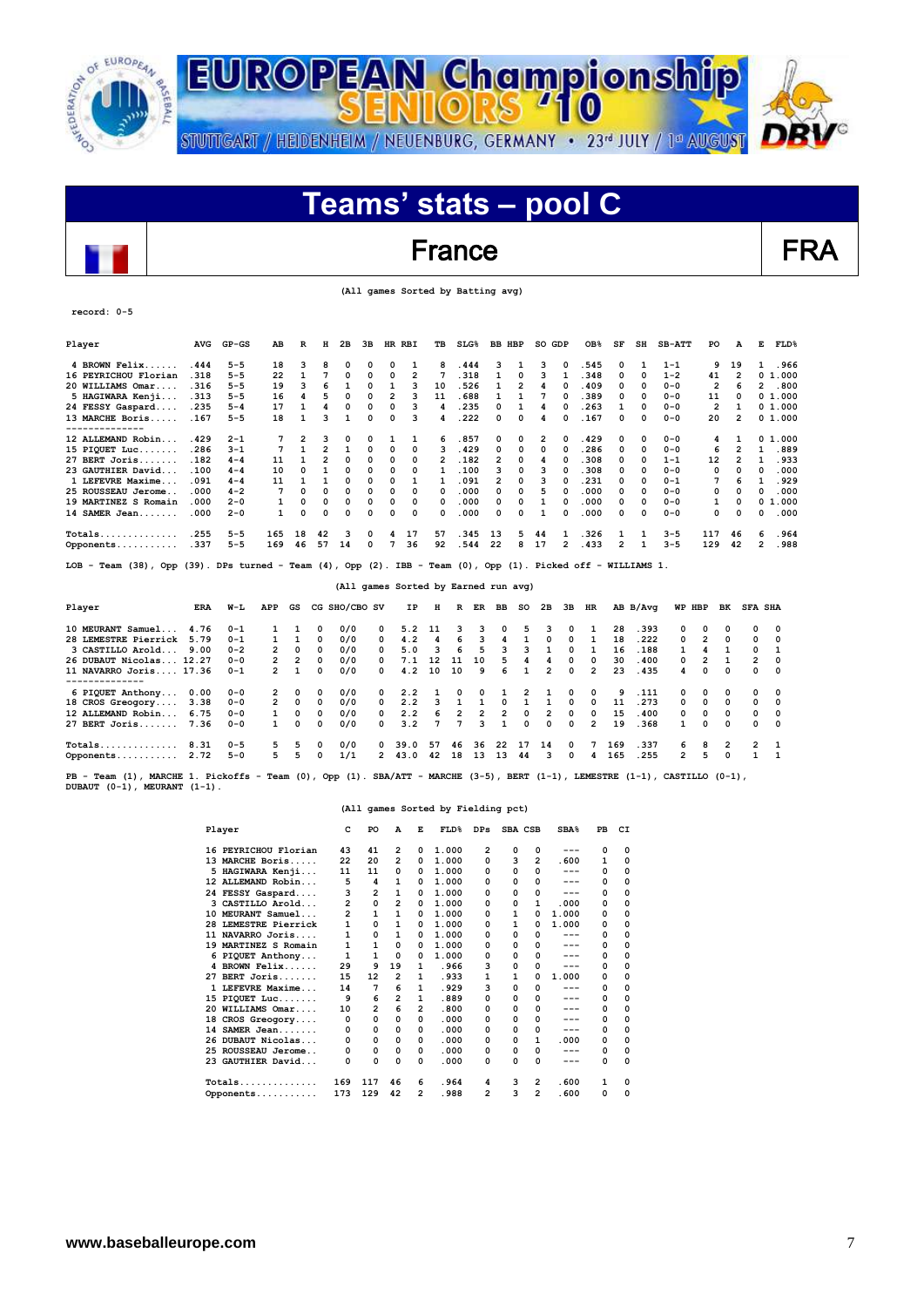# EUROPEAN Championship SENIORS '10

STUTTGART / HEIDENHEIM / NEUENBURG, GERMANY • 23rd JULY / 1st AUGUST

## Teams' stats – pool C

## France FRA

(All games Sorted by Batting avg)

record: 0-5

| Player | AVG | GP-GS | AB | R | H | 2B | 3B | HR | RBI | TB | SLG% | BB | HBP | SO | GDP | OB% | SF | SH | SB-ATT | PO | A | E | FLD% |
|---|---|---|---|---|---|---|---|---|---|---|---|---|---|---|---|---|---|---|---|---|---|---|---|
| 4 BROWN Felix...... | .444 | 5-5 | 18 | 3 | 8 | 0 | 0 | 0 | 1 | 8 | .444 | 3 | 1 | 3 | 0 | .545 | 0 | 1 | 1-1 | 9 | 19 | 1 | .966 |
| 16 PEYRICHOU Florian | .318 | 5-5 | 22 | 1 | 7 | 0 | 0 | 0 | 2 | 7 | .318 | 1 | 0 | 3 | 1 | .348 | 0 | 0 | 1-2 | 41 | 2 | 0 | 1.000 |
| 20 WILLIAMS Omar.... | .316 | 5-5 | 19 | 3 | 6 | 1 | 0 | 1 | 3 | 10 | .526 | 1 | 2 | 4 | 0 | .409 | 0 | 0 | 0-0 | 2 | 6 | 2 | .800 |
| 5 HAGIWARA Kenji... | .313 | 5-5 | 16 | 4 | 5 | 0 | 0 | 2 | 3 | 11 | .688 | 1 | 1 | 7 | 0 | .389 | 0 | 0 | 0-0 | 11 | 0 | 0 | 1.000 |
| 24 FESSY Gaspard.... | .235 | 5-4 | 17 | 1 | 4 | 0 | 0 | 0 | 3 | 4 | .235 | 0 | 1 | 4 | 0 | .263 | 1 | 0 | 0-0 | 2 | 1 | 0 | 1.000 |
| 13 MARCHE Boris..... | .167 | 5-5 | 18 | 1 | 3 | 1 | 0 | 0 | 3 | 4 | .222 | 0 | 0 | 4 | 0 | .167 | 0 | 0 | 0-0 | 20 | 2 | 0 | 1.000 |
| 12 ALLEMAND Robin... | .429 | 2-1 | 7 | 2 | 3 | 0 | 0 | 1 | 1 | 6 | .857 | 0 | 0 | 2 | 0 | .429 | 0 | 0 | 0-0 | 4 | 1 | 0 | 1.000 |
| 15 PIQUET Luc....... | .286 | 3-1 | 7 | 1 | 2 | 1 | 0 | 0 | 0 | 3 | .429 | 0 | 0 | 0 | 0 | .286 | 0 | 0 | 0-0 | 6 | 2 | 1 | .889 |
| 27 BERT Joris....... | .182 | 4-4 | 11 | 1 | 2 | 0 | 0 | 0 | 0 | 2 | .182 | 2 | 0 | 4 | 0 | .308 | 0 | 0 | 1-1 | 12 | 2 | 1 | .933 |
| 23 GAUTHIER David... | .100 | 4-4 | 10 | 0 | 1 | 0 | 0 | 0 | 0 | 1 | .100 | 3 | 0 | 3 | 0 | .308 | 0 | 0 | 0-0 | 0 | 0 | 0 | .000 |
| 1 LEFEVRE Maxime... | .091 | 4-4 | 11 | 1 | 1 | 0 | 0 | 0 | 1 | 1 | .091 | 2 | 0 | 3 | 0 | .231 | 0 | 0 | 0-1 | 7 | 6 | 1 | .929 |
| 25 ROUSSEAU Jerome.. | .000 | 4-2 | 7 | 0 | 0 | 0 | 0 | 0 | 0 | 0 | .000 | 0 | 0 | 5 | 0 | .000 | 0 | 0 | 0-0 | 0 | 0 | 0 | .000 |
| 19 MARTINEZ S Romain | .000 | 2-0 | 1 | 0 | 0 | 0 | 0 | 0 | 0 | 0 | .000 | 0 | 0 | 1 | 0 | .000 | 0 | 0 | 0-0 | 1 | 0 | 0 | 1.000 |
| 14 SAMER Jean....... | .000 | 2-0 | 1 | 0 | 0 | 0 | 0 | 0 | 0 | 0 | .000 | 0 | 0 | 1 | 0 | .000 | 0 | 0 | 0-0 | 0 | 0 | 0 | .000 |
| Totals.............. | .255 | 5-5 | 165 | 18 | 42 | 3 | 0 | 4 | 17 | 57 | .345 | 13 | 5 | 44 | 1 | .326 | 1 | 1 | 3-5 | 117 | 46 | 6 | .964 |
| Opponents........... | .337 | 5-5 | 169 | 46 | 57 | 14 | 0 | 7 | 36 | 92 | .544 | 22 | 8 | 17 | 2 | .433 | 2 | 1 | 3-5 | 129 | 42 | 2 | .988 |

LOB - Team (38), Opp (39). DPs turned - Team (4), Opp (2). IBB - Team (0), Opp (1). Picked off - WILLIAMS 1.

(All games Sorted by Earned run avg)

| Player | ERA | W-L | APP | GS | CG | SHO/CBO | SV | IP | H | R | ER | BB | SO | 2B | 3B | HR | AB | B/Avg | WP | HBP | BK | SFA | SHA |
|---|---|---|---|---|---|---|---|---|---|---|---|---|---|---|---|---|---|---|---|---|---|---|---|
| 10 MEURANT Samuel... | 4.76 | 0-1 | 1 | 1 | 0 | 0/0 | 0 | 5.2 | 11 | 3 | 3 | 0 | 5 | 3 | 0 | 1 | 28 | .393 | 0 | 0 | 0 | 0 | 0 |
| 28 LEMESTRE Pierrick | 5.79 | 0-1 | 1 | 1 | 0 | 0/0 | 0 | 4.2 | 4 | 6 | 3 | 4 | 1 | 0 | 0 | 1 | 18 | .222 | 0 | 2 | 0 | 0 | 0 |
| 3 CASTILLO Arold... | 9.00 | 0-2 | 2 | 0 | 0 | 0/0 | 0 | 5.0 | 3 | 6 | 5 | 3 | 3 | 1 | 0 | 1 | 16 | .188 | 1 | 4 | 1 | 0 | 1 |
| 26 DUBAUT Nicolas... | 12.27 | 0-0 | 2 | 2 | 0 | 0/0 | 0 | 7.1 | 12 | 11 | 10 | 5 | 4 | 4 | 0 | 0 | 30 | .400 | 0 | 2 | 1 | 2 | 0 |
| 11 NAVARRO Joris.... | 17.36 | 0-1 | 2 | 1 | 0 | 0/0 | 0 | 4.2 | 10 | 10 | 9 | 6 | 1 | 2 | 0 | 2 | 23 | .435 | 4 | 0 | 0 | 0 | 0 |
| 6 PIQUET Anthony... | 0.00 | 0-0 | 2 | 0 | 0 | 0/0 | 0 | 2.2 | 1 | 0 | 0 | 1 | 2 | 1 | 0 | 0 | 9 | .111 | 0 | 0 | 0 | 0 | 0 |
| 18 CROS Greogory.... | 3.38 | 0-0 | 2 | 0 | 0 | 0/0 | 0 | 2.2 | 3 | 1 | 1 | 0 | 1 | 1 | 0 | 0 | 11 | .273 | 0 | 0 | 0 | 0 | 0 |
| 12 ALLEMAND Robin... | 6.75 | 0-0 | 1 | 0 | 0 | 0/0 | 0 | 2.2 | 6 | 2 | 2 | 2 | 0 | 2 | 0 | 0 | 15 | .400 | 0 | 0 | 0 | 0 | 0 |
| 27 BERT Joris....... | 7.36 | 0-0 | 1 | 0 | 0 | 0/0 | 0 | 3.2 | 7 | 7 | 3 | 1 | 0 | 0 | 0 | 2 | 19 | .368 | 1 | 0 | 0 | 0 | 0 |
| Totals.............. | 8.31 | 0-5 | 5 | 5 | 0 | 0/0 | 0 | 39.0 | 57 | 46 | 36 | 22 | 17 | 14 | 0 | 7 | 169 | .337 | 6 | 8 | 2 | 2 | 1 |
| Opponents........... | 2.72 | 5-0 | 5 | 5 | 0 | 1/1 | 2 | 43.0 | 42 | 18 | 13 | 13 | 44 | 3 | 0 | 4 | 165 | .255 | 2 | 5 | 0 | 1 | 1 |

PB - Team (1), MARCHE 1. Pickoffs - Team (0), Opp (1). SBA/ATT - MARCHE (3-5), BERT (1-1), LEMESTRE (1-1), CASTILLO (0-1), DUBAUT (0-1), MEURANT (1-1).

(All games Sorted by Fielding pct)

| Player | C | PO | A | E | FLD% | DPs | SBA | CSB | SBA% | PB | CI |
|---|---|---|---|---|---|---|---|---|---|---|---|
| 16 PEYRICHOU Florian | 43 | 41 | 2 | 0 | 1.000 | 2 | 0 | 0 | --- | 0 | 0 |
| 13 MARCHE Boris..... | 22 | 20 | 2 | 0 | 1.000 | 0 | 3 | 2 | .600 | 1 | 0 |
| 5 HAGIWARA Kenji... | 11 | 11 | 0 | 0 | 1.000 | 0 | 0 | 0 | --- | 0 | 0 |
| 12 ALLEMAND Robin... | 5 | 4 | 1 | 0 | 1.000 | 0 | 0 | 0 | --- | 0 | 0 |
| 24 FESSY Gaspard.... | 3 | 2 | 1 | 0 | 1.000 | 0 | 0 | 0 | --- | 0 | 0 |
| 3 CASTILLO Arold... | 2 | 0 | 2 | 0 | 1.000 | 0 | 0 | 1 | .000 | 0 | 0 |
| 10 MEURANT Samuel... | 2 | 1 | 1 | 0 | 1.000 | 0 | 1 | 0 | 1.000 | 0 | 0 |
| 28 LEMESTRE Pierrick | 1 | 0 | 1 | 0 | 1.000 | 0 | 1 | 0 | 1.000 | 0 | 0 |
| 11 NAVARRO Joris.... | 1 | 0 | 1 | 0 | 1.000 | 0 | 0 | 0 | --- | 0 | 0 |
| 19 MARTINEZ S Romain | 1 | 1 | 0 | 0 | 1.000 | 0 | 0 | 0 | --- | 0 | 0 |
| 6 PIQUET Anthony... | 1 | 1 | 0 | 0 | 1.000 | 0 | 0 | 0 | --- | 0 | 0 |
| 4 BROWN Felix...... | 29 | 9 | 19 | 1 | .966 | 3 | 0 | 0 | --- | 0 | 0 |
| 27 BERT Joris....... | 15 | 12 | 2 | 1 | .933 | 1 | 1 | 0 | 1.000 | 0 | 0 |
| 1 LEFEVRE Maxime... | 14 | 7 | 6 | 1 | .929 | 3 | 0 | 0 | --- | 0 | 0 |
| 15 PIQUET Luc....... | 9 | 6 | 2 | 1 | .889 | 0 | 0 | 0 | --- | 0 | 0 |
| 20 WILLIAMS Omar.... | 10 | 2 | 6 | 2 | .800 | 0 | 0 | 0 | --- | 0 | 0 |
| 18 CROS Greogory.... | 0 | 0 | 0 | 0 | .000 | 0 | 0 | 0 | --- | 0 | 0 |
| 14 SAMER Jean....... | 0 | 0 | 0 | 0 | .000 | 0 | 0 | 0 | --- | 0 | 0 |
| 26 DUBAUT Nicolas... | 0 | 0 | 0 | 0 | .000 | 0 | 0 | 1 | .000 | 0 | 0 |
| 25 ROUSSEAU Jerome.. | 0 | 0 | 0 | 0 | .000 | 0 | 0 | 0 | --- | 0 | 0 |
| 23 GAUTHIER David... | 0 | 0 | 0 | 0 | .000 | 0 | 0 | 0 | --- | 0 | 0 |
| Totals.............. | 169 | 117 | 46 | 6 | .964 | 4 | 3 | 2 | .600 | 1 | 0 |
| Opponents........... | 173 | 129 | 42 | 2 | .988 | 2 | 3 | 2 | .600 | 0 | 0 |

www.baseballeurope.com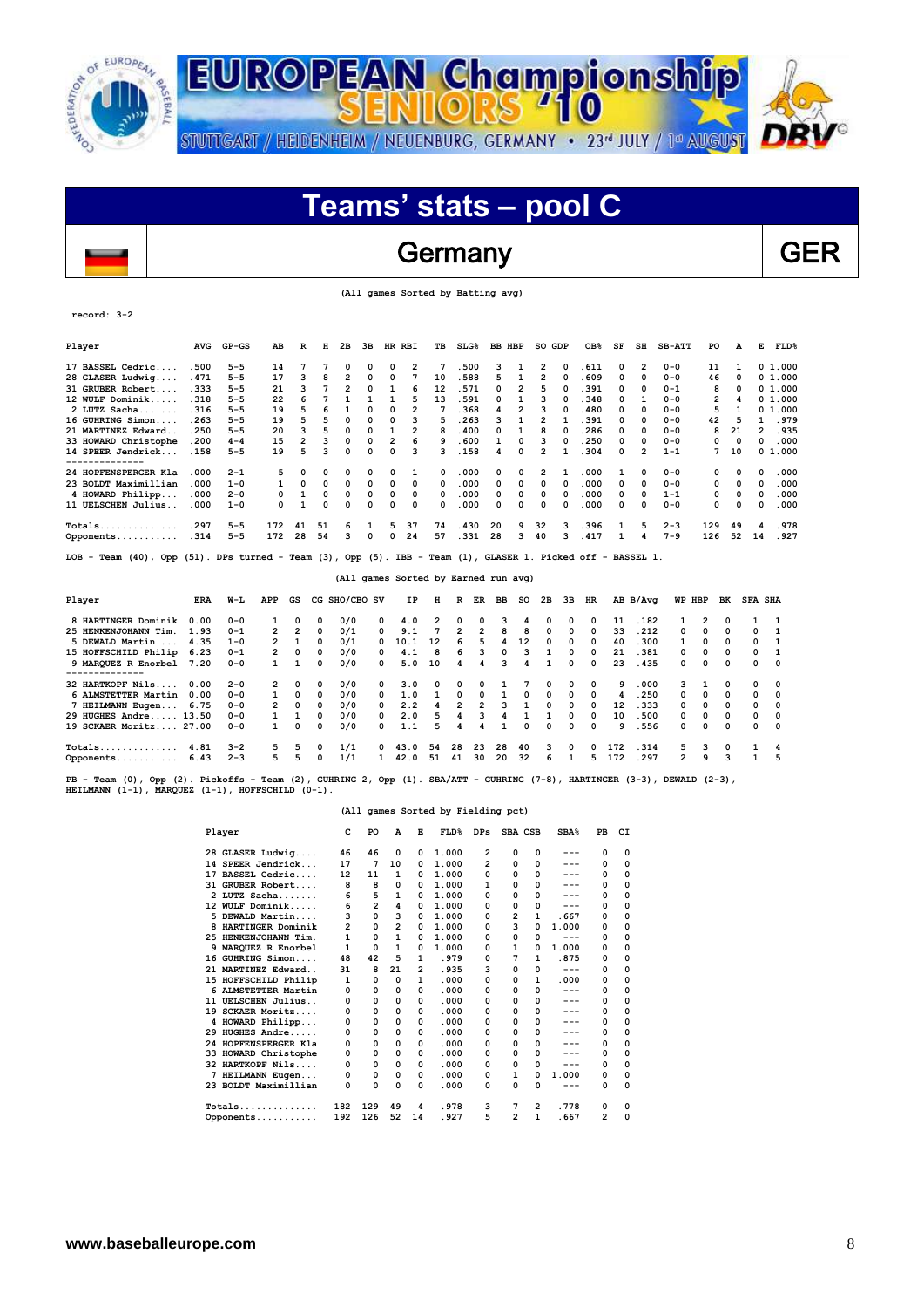# EUROPEAN Championship SENIORS '10

STUTTGART / HEIDENHEIM / NEUENBURG, GERMANY • 23rd JULY / 1st AUGUST

## Teams' stats – pool C

## Germany — GER

(All games Sorted by Batting avg)

record: 3-2

| Player | AVG | GP-GS | AB | R | H | 2B | 3B | HR | RBI | TB | SLG% | BB | HBP | SO | GDP | OB% | SF | SH | SB-ATT | PO | A | E | FLD% |
|---|---|---|---|---|---|---|---|---|---|---|---|---|---|---|---|---|---|---|---|---|---|---|---|
| 17 BASSEL Cedric.... | .500 | 5-5 | 14 | 7 | 7 | 0 | 0 | 0 | 2 | 7 | .500 | 3 | 1 | 2 | 0 | .611 | 0 | 2 | 0-0 | 11 | 1 | 0 | 1.000 |
| 28 GLASER Ludwig.... | .471 | 5-5 | 17 | 3 | 8 | 2 | 0 | 0 | 7 | 10 | .588 | 5 | 1 | 2 | 0 | .609 | 0 | 0 | 0-0 | 46 | 0 | 0 | 1.000 |
| 31 GRUBER Robert.... | .333 | 5-5 | 21 | 3 | 7 | 2 | 0 | 1 | 6 | 12 | .571 | 0 | 2 | 5 | 0 | .391 | 0 | 0 | 0-1 | 8 | 0 | 0 | 1.000 |
| 12 WULF Dominik..... | .318 | 5-5 | 22 | 6 | 7 | 1 | 1 | 1 | 5 | 13 | .591 | 0 | 1 | 3 | 0 | .348 | 0 | 1 | 0-0 | 2 | 4 | 0 | 1.000 |
| 2 LUTZ Sacha....... | .316 | 5-5 | 19 | 5 | 6 | 1 | 0 | 0 | 2 | 7 | .368 | 4 | 2 | 3 | 0 | .480 | 0 | 0 | 0-0 | 5 | 1 | 0 | 1.000 |
| 16 GUHRING Simon.... | .263 | 5-5 | 19 | 5 | 5 | 0 | 0 | 0 | 3 | 5 | .263 | 3 | 1 | 2 | 1 | .391 | 0 | 0 | 0-0 | 42 | 5 | 1 | .979 |
| 21 MARTINEZ Edward.. | .250 | 5-5 | 20 | 3 | 5 | 0 | 0 | 1 | 2 | 8 | .400 | 0 | 1 | 8 | 0 | .286 | 0 | 0 | 0-0 | 8 | 21 | 2 | .935 |
| 33 HOWARD Christophe | .200 | 4-4 | 15 | 2 | 3 | 0 | 0 | 2 | 6 | 9 | .600 | 1 | 0 | 3 | 0 | .250 | 0 | 0 | 0-0 | 0 | 0 | 0 | .000 |
| 14 SPEER Jendrick... | .158 | 5-5 | 19 | 5 | 3 | 0 | 0 | 0 | 3 | 3 | .158 | 4 | 0 | 2 | 1 | .304 | 0 | 2 | 1-1 | 7 | 10 | 0 | 1.000 |
| 24 HOPFENSPERGER Kla | .000 | 2-1 | 5 | 0 | 0 | 0 | 0 | 0 | 1 | 0 | .000 | 0 | 0 | 2 | 1 | .000 | 1 | 0 | 0-0 | 0 | 0 | 0 | .000 |
| 23 BOLDT Maximillian | .000 | 1-0 | 1 | 0 | 0 | 0 | 0 | 0 | 0 | 0 | .000 | 0 | 0 | 0 | 0 | .000 | 0 | 0 | 0-0 | 0 | 0 | 0 | .000 |
| 4 HOWARD Philipp... | .000 | 2-0 | 0 | 1 | 0 | 0 | 0 | 0 | 0 | 0 | .000 | 0 | 0 | 0 | 0 | .000 | 0 | 0 | 1-1 | 0 | 0 | 0 | .000 |
| 11 UELSCHEN Julius.. | .000 | 1-0 | 0 | 1 | 0 | 0 | 0 | 0 | 0 | 0 | .000 | 0 | 0 | 0 | 0 | .000 | 0 | 0 | 0-0 | 0 | 0 | 0 | .000 |
| Totals.............. | .297 | 5-5 | 172 | 41 | 51 | 6 | 1 | 5 | 37 | 74 | .430 | 20 | 9 | 32 | 3 | .396 | 1 | 5 | 2-3 | 129 | 49 | 4 | .978 |
| Opponents........... | .314 | 5-5 | 172 | 28 | 54 | 3 | 0 | 0 | 24 | 57 | .331 | 28 | 3 | 40 | 3 | .417 | 1 | 4 | 7-9 | 126 | 52 | 14 | .927 |

LOB - Team (40), Opp (51). DPs turned - Team (3), Opp (5). IBB - Team (1), GLASER 1. Picked off - BASSEL 1.

(All games Sorted by Earned run avg)

| Player | ERA | W-L | APP | GS | CG | SHO/CBO | SV | IP | H | R | ER | BB | SO | 2B | 3B | HR | AB | B/Avg | WP | HBP | BK | SFA | SHA |
|---|---|---|---|---|---|---|---|---|---|---|---|---|---|---|---|---|---|---|---|---|---|---|---|
| 8 HARTINGER Dominik | 0.00 | 0-0 | 1 | 0 | 0 | 0/0 | 0 | 4.0 | 2 | 0 | 0 | 3 | 4 | 0 | 0 | 0 | 11 | .182 | 1 | 2 | 0 | 1 | 1 |
| 25 HENKENJOHANN Tim. | 1.93 | 0-1 | 2 | 2 | 0 | 0/1 | 0 | 9.1 | 7 | 2 | 2 | 8 | 8 | 0 | 0 | 0 | 33 | .212 | 0 | 0 | 0 | 0 | 1 |
| 5 DEWALD Martin.... | 4.35 | 1-0 | 2 | 1 | 0 | 0/1 | 0 | 10.1 | 12 | 6 | 5 | 4 | 12 | 0 | 0 | 0 | 40 | .300 | 1 | 0 | 0 | 0 | 1 |
| 15 HOFFSCHILD Philip | 6.23 | 0-1 | 2 | 0 | 0 | 0/0 | 0 | 4.1 | 8 | 6 | 3 | 0 | 3 | 1 | 0 | 0 | 21 | .381 | 0 | 0 | 0 | 0 | 1 |
| 9 MARQUEZ R Enorbel | 7.20 | 0-0 | 1 | 1 | 0 | 0/0 | 0 | 5.0 | 10 | 4 | 4 | 3 | 4 | 1 | 0 | 0 | 23 | .435 | 0 | 0 | 0 | 0 | 0 |
| 32 HARTKOPF Nils.... | 0.00 | 2-0 | 2 | 0 | 0 | 0/0 | 0 | 3.0 | 0 | 0 | 0 | 1 | 7 | 0 | 0 | 0 | 9 | .000 | 3 | 1 | 0 | 0 | 0 |
| 6 ALMSTETTER Martin | 0.00 | 0-0 | 1 | 0 | 0 | 0/0 | 0 | 1.0 | 1 | 0 | 0 | 1 | 0 | 0 | 0 | 0 | 4 | .250 | 0 | 0 | 0 | 0 | 0 |
| 7 HEILMANN Eugen... | 6.75 | 0-0 | 2 | 0 | 0 | 0/0 | 0 | 2.2 | 4 | 2 | 2 | 3 | 1 | 0 | 0 | 0 | 12 | .333 | 0 | 0 | 0 | 0 | 0 |
| 29 HUGHES Andre..... | 13.50 | 0-0 | 1 | 1 | 0 | 0/0 | 0 | 2.0 | 5 | 4 | 3 | 4 | 1 | 1 | 0 | 0 | 10 | .500 | 0 | 0 | 0 | 0 | 0 |
| 19 SCKAER Moritz.... | 27.00 | 0-0 | 1 | 0 | 0 | 0/0 | 0 | 1.1 | 5 | 4 | 4 | 1 | 0 | 0 | 0 | 0 | 9 | .556 | 0 | 0 | 0 | 0 | 0 |
| Totals.............. | 4.81 | 3-2 | 5 | 5 | 0 | 1/1 | 0 | 43.0 | 54 | 28 | 23 | 28 | 40 | 3 | 0 | 0 | 172 | .314 | 5 | 3 | 0 | 1 | 4 |
| Opponents........... | 6.43 | 2-3 | 5 | 5 | 0 | 1/1 | 1 | 42.0 | 51 | 41 | 30 | 20 | 32 | 6 | 1 | 5 | 172 | .297 | 2 | 9 | 3 | 1 | 5 |

PB - Team (0), Opp (2). Pickoffs - Team (2), GUHRING 2, Opp (1). SBA/ATT - GUHRING (7-8), HARTINGER (3-3), DEWALD (2-3), HEILMANN (1-1), MARQUEZ (1-1), HOFFSCHILD (0-1).

(All games Sorted by Fielding pct)

| Player | C | PO | A | E | FLD% | DPs | SBA | CSB | SBA% | PB | CI |
|---|---|---|---|---|---|---|---|---|---|---|---|
| 28 GLASER Ludwig.... | 46 | 46 | 0 | 0 | 1.000 | 2 | 0 | 0 | --- | 0 | 0 |
| 14 SPEER Jendrick... | 17 | 7 | 10 | 0 | 1.000 | 2 | 0 | 0 | --- | 0 | 0 |
| 17 BASSEL Cedric.... | 12 | 11 | 1 | 0 | 1.000 | 0 | 0 | 0 | --- | 0 | 0 |
| 31 GRUBER Robert.... | 8 | 8 | 0 | 0 | 1.000 | 1 | 0 | 0 | --- | 0 | 0 |
| 2 LUTZ Sacha....... | 6 | 5 | 1 | 0 | 1.000 | 0 | 0 | 0 | --- | 0 | 0 |
| 12 WULF Dominik..... | 6 | 2 | 4 | 0 | 1.000 | 0 | 0 | 0 | --- | 0 | 0 |
| 5 DEWALD Martin.... | 3 | 0 | 3 | 0 | 1.000 | 0 | 2 | 1 | .667 | 0 | 0 |
| 8 HARTINGER Dominik | 2 | 0 | 2 | 0 | 1.000 | 0 | 3 | 0 | 1.000 | 0 | 0 |
| 25 HENKENJOHANN Tim. | 1 | 0 | 1 | 0 | 1.000 | 0 | 0 | 0 | --- | 0 | 0 |
| 9 MARQUEZ R Enorbel | 1 | 0 | 1 | 0 | 1.000 | 0 | 1 | 0 | 1.000 | 0 | 0 |
| 16 GUHRING Simon.... | 48 | 42 | 5 | 1 | .979 | 0 | 7 | 1 | .875 | 0 | 0 |
| 21 MARTINEZ Edward.. | 31 | 8 | 21 | 2 | .935 | 3 | 0 | 0 | --- | 0 | 0 |
| 15 HOFFSCHILD Philip | 1 | 0 | 0 | 1 | .000 | 0 | 0 | 1 | .000 | 0 | 0 |
| 6 ALMSTETTER Martin | 0 | 0 | 0 | 0 | .000 | 0 | 0 | 0 | --- | 0 | 0 |
| 11 UELSCHEN Julius.. | 0 | 0 | 0 | 0 | .000 | 0 | 0 | 0 | --- | 0 | 0 |
| 19 SCKAER Moritz.... | 0 | 0 | 0 | 0 | .000 | 0 | 0 | 0 | --- | 0 | 0 |
| 4 HOWARD Philipp... | 0 | 0 | 0 | 0 | .000 | 0 | 0 | 0 | --- | 0 | 0 |
| 29 HUGHES Andre..... | 0 | 0 | 0 | 0 | .000 | 0 | 0 | 0 | --- | 0 | 0 |
| 24 HOPFENSPERGER Kla | 0 | 0 | 0 | 0 | .000 | 0 | 0 | 0 | --- | 0 | 0 |
| 33 HOWARD Christophe | 0 | 0 | 0 | 0 | .000 | 0 | 0 | 0 | --- | 0 | 0 |
| 32 HARTKOPF Nils.... | 0 | 0 | 0 | 0 | .000 | 0 | 0 | 0 | --- | 0 | 0 |
| 7 HEILMANN Eugen... | 0 | 0 | 0 | 0 | .000 | 0 | 1 | 0 | 1.000 | 0 | 0 |
| 23 BOLDT Maximillian | 0 | 0 | 0 | 0 | .000 | 0 | 0 | 0 | --- | 0 | 0 |
| Totals.............. | 182 | 129 | 49 | 4 | .978 | 3 | 7 | 2 | .778 | 0 | 0 |
| Opponents........... | 192 | 126 | 52 | 14 | .927 | 5 | 2 | 1 | .667 | 2 | 0 |

www.baseballeurope.com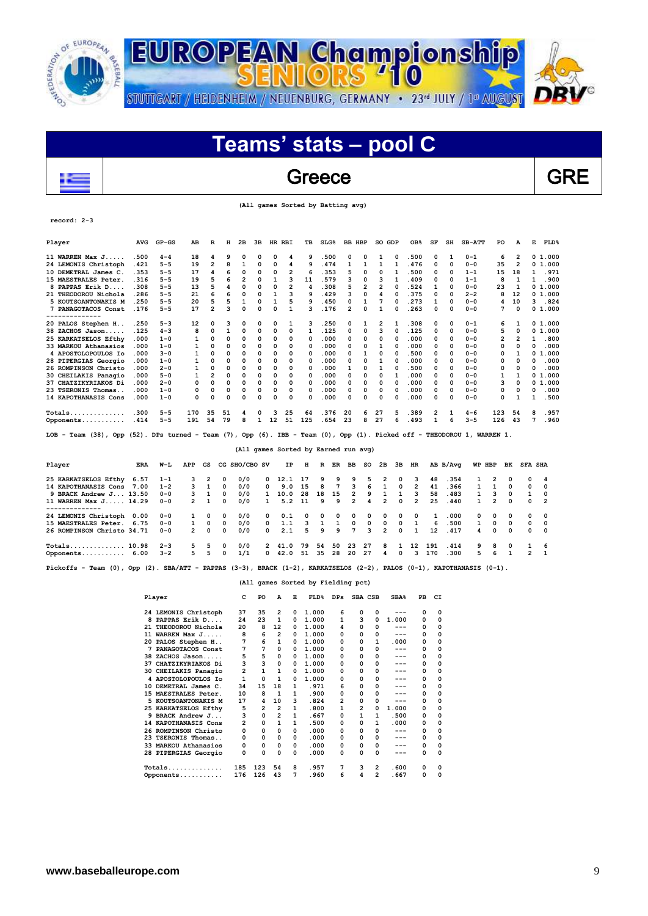# EUROPEAN Championship SENIORS '10

STUTTGART / HEIDENHEIM / NEUENBURG, GERMANY • 23rd JULY / 1st AUGUST

## Teams' stats – pool C

## Greece — GRE

(All games Sorted by Batting avg)

record: 2-3

| Player | AVG | GP-GS | AB | R | H | 2B | 3B | HR | RBI | TB | SLG% | BB | HBP | SO | GDP | OB% | SF | SH | SB-ATT | PO | A | E | FLD% |
|---|---|---|---|---|---|---|---|---|---|---|---|---|---|---|---|---|---|---|---|---|---|---|---|
| 11 WARREN Max J..... | .500 | 4-4 | 18 | 4 | 9 | 0 | 0 | 0 | 4 | 9 | .500 | 0 | 0 | 1 | 0 | .500 | 0 | 1 | 0-1 | 6 | 2 | 0 | 1.000 |
| 24 LEMONIS Christoph | .421 | 5-5 | 19 | 2 | 8 | 1 | 0 | 0 | 4 | 9 | .474 | 1 | 1 | 1 | 1 | .476 | 0 | 0 | 0-0 | 35 | 2 | 0 | 1.000 |
| 10 DEMETRAL James C. | .353 | 5-5 | 17 | 4 | 6 | 0 | 0 | 0 | 2 | 6 | .353 | 5 | 0 | 0 | 1 | .500 | 0 | 0 | 1-1 | 15 | 18 | 1 | .971 |
| 15 MAESTRALES Peter. | .316 | 5-5 | 19 | 5 | 6 | 2 | 0 | 1 | 3 | 11 | .579 | 3 | 0 | 3 | 1 | .409 | 0 | 0 | 1-1 | 8 | 1 | 1 | .900 |
| 8 PAPPAS Erik D.... | .308 | 5-5 | 13 | 5 | 4 | 0 | 0 | 0 | 2 | 4 | .308 | 5 | 2 | 2 | 0 | .524 | 1 | 0 | 0-0 | 23 | 1 | 0 | 1.000 |
| 21 THEODOROU Nichola | .286 | 5-5 | 21 | 6 | 6 | 0 | 0 | 1 | 3 | 9 | .429 | 3 | 0 | 4 | 0 | .375 | 0 | 0 | 2-2 | 8 | 12 | 0 | 1.000 |
| 5 KOUTSOANTONAKIS M | .250 | 5-5 | 20 | 5 | 5 | 1 | 0 | 1 | 5 | 9 | .450 | 0 | 1 | 7 | 0 | .273 | 1 | 0 | 0-0 | 4 | 10 | 3 | .824 |
| 7 PANAGOTACOS Const | .176 | 5-5 | 17 | 2 | 3 | 0 | 0 | 0 | 1 | 3 | .176 | 2 | 0 | 1 | 0 | .263 | 0 | 0 | 0-0 | 7 | 0 | 0 | 1.000 |
| 20 PALOS Stephen H.. | .250 | 5-3 | 12 | 0 | 3 | 0 | 0 | 0 | 1 | 3 | .250 | 0 | 1 | 2 | 1 | .308 | 0 | 0 | 0-1 | 6 | 1 | 0 | 1.000 |
| 38 ZACHOS Jason..... | .125 | 4-3 | 8 | 0 | 1 | 0 | 0 | 0 | 0 | 1 | .125 | 0 | 0 | 3 | 0 | .125 | 0 | 0 | 0-0 | 5 | 0 | 0 | 1.000 |
| 25 KARKATSELOS Efthy | .000 | 1-0 | 1 | 0 | 0 | 0 | 0 | 0 | 0 | 0 | .000 | 0 | 0 | 0 | 0 | .000 | 0 | 0 | 0-0 | 2 | 2 | 1 | .800 |
| 33 MARKOU Athanasios | .000 | 1-0 | 1 | 0 | 0 | 0 | 0 | 0 | 0 | 0 | .000 | 0 | 0 | 1 | 0 | .000 | 0 | 0 | 0-0 | 0 | 0 | 0 | .000 |
| 4 APOSTOLOPOULOS Io | .000 | 3-0 | 1 | 0 | 0 | 0 | 0 | 0 | 0 | 0 | .000 | 0 | 1 | 0 | 0 | .500 | 0 | 0 | 0-0 | 0 | 1 | 0 | 1.000 |
| 28 PIPERGIAS Georgio | .000 | 1-0 | 1 | 0 | 0 | 0 | 0 | 0 | 0 | 0 | .000 | 0 | 0 | 1 | 0 | .000 | 0 | 0 | 0-0 | 0 | 0 | 0 | .000 |
| 26 ROMPINSON Christo | .000 | 2-0 | 1 | 0 | 0 | 0 | 0 | 0 | 0 | 0 | .000 | 1 | 0 | 1 | 0 | .500 | 0 | 0 | 0-0 | 0 | 0 | 0 | .000 |
| 30 CHEILAKIS Panagio | .000 | 5-0 | 1 | 2 | 0 | 0 | 0 | 0 | 0 | 0 | .000 | 0 | 0 | 0 | 1 | .000 | 0 | 0 | 0-0 | 1 | 1 | 0 | 1.000 |
| 37 CHATZIKYRIAKOS Di | .000 | 2-0 | 0 | 0 | 0 | 0 | 0 | 0 | 0 | 0 | .000 | 0 | 0 | 0 | 0 | .000 | 0 | 0 | 0-0 | 3 | 0 | 0 | 1.000 |
| 23 TSERONIS Thomas.. | .000 | 1-0 | 0 | 0 | 0 | 0 | 0 | 0 | 0 | 0 | .000 | 0 | 0 | 0 | 0 | .000 | 0 | 0 | 0-0 | 0 | 0 | 0 | .000 |
| 14 KAPOTHANASIS Cons | .000 | 1-0 | 0 | 0 | 0 | 0 | 0 | 0 | 0 | 0 | .000 | 0 | 0 | 0 | 0 | .000 | 0 | 0 | 0-0 | 0 | 1 | 1 | .500 |
| Totals.............. | .300 | 5-5 | 170 | 35 | 51 | 4 | 0 | 3 | 25 | 64 | .376 | 20 | 6 | 27 | 5 | .389 | 2 | 1 | 4-6 | 123 | 54 | 8 | .957 |
| Opponents........... | .414 | 5-5 | 191 | 54 | 79 | 8 | 1 | 12 | 51 | 125 | .654 | 23 | 8 | 27 | 6 | .493 | 1 | 6 | 3-5 | 126 | 43 | 7 | .960 |

LOB - Team (38), Opp (52). DPs turned - Team (7), Opp (6). IBB - Team (0), Opp (1). Picked off - THEODOROU 1, WARREN 1.

(All games Sorted by Earned run avg)

| Player | ERA | W-L | APP | GS | CG | SHO/CBO | SV | IP | H | R | ER | BB | SO | 2B | 3B | HR | AB | B/Avg | WP | HBP | BK | SFA | SHA |
|---|---|---|---|---|---|---|---|---|---|---|---|---|---|---|---|---|---|---|---|---|---|---|---|
| 25 KARKATSELOS Efthy | 6.57 | 1-1 | 3 | 2 | 0 | 0/0 | 0 | 12.1 | 17 | 9 | 9 | 9 | 5 | 2 | 0 | 3 | 48 | .354 | 1 | 2 | 0 | 0 | 4 |
| 14 KAPOTHANASIS Cons | 7.00 | 1-2 | 3 | 1 | 0 | 0/0 | 0 | 9.0 | 15 | 8 | 7 | 3 | 6 | 1 | 0 | 2 | 41 | .366 | 1 | 1 | 0 | 0 | 0 |
| 9 BRACK Andrew J... | 13.50 | 0-0 | 3 | 1 | 0 | 0/0 | 1 | 10.0 | 28 | 18 | 15 | 2 | 9 | 1 | 1 | 3 | 58 | .483 | 1 | 3 | 0 | 1 | 0 |
| 11 WARREN Max J..... | 14.29 | 0-0 | 2 | 1 | 0 | 0/0 | 1 | 5.2 | 11 | 9 | 9 | 2 | 4 | 2 | 0 | 2 | 25 | .440 | 1 | 2 | 0 | 0 | 2 |
| 24 LEMONIS Christoph | 0.00 | 0-0 | 1 | 0 | 0 | 0/0 | 0 | 0.1 | 0 | 0 | 0 | 0 | 0 | 0 | 0 | 0 | 1 | .000 | 0 | 0 | 0 | 0 | 0 |
| 15 MAESTRALES Peter. | 6.75 | 0-0 | 1 | 0 | 0 | 0/0 | 0 | 1.1 | 3 | 1 | 1 | 0 | 0 | 0 | 0 | 1 | 6 | .500 | 1 | 0 | 0 | 0 | 0 |
| 26 ROMPINSON Christo | 34.71 | 0-0 | 2 | 0 | 0 | 0/0 | 0 | 2.1 | 5 | 9 | 9 | 7 | 3 | 2 | 0 | 1 | 12 | .417 | 4 | 0 | 0 | 0 | 0 |
| Totals.............. | 10.98 | 2-3 | 5 | 5 | 0 | 0/0 | 2 | 41.0 | 79 | 54 | 50 | 23 | 27 | 8 | 1 | 12 | 191 | .414 | 9 | 8 | 0 | 1 | 6 |
| Opponents........... | 6.00 | 3-2 | 5 | 5 | 0 | 1/1 | 0 | 42.0 | 51 | 35 | 28 | 20 | 27 | 4 | 0 | 3 | 170 | .300 | 5 | 6 | 1 | 2 | 1 |

Pickoffs - Team (0), Opp (2). SBA/ATT - PAPPAS (3-3), BRACK (1-2), KARKATSELOS (2-2), PALOS (0-1), KAPOTHANASIS (0-1).

(All games Sorted by Fielding pct)

| Player | C | PO | A | E | FLD% | DPs | SBA | CSB | SBA% | PB | CI |
|---|---|---|---|---|---|---|---|---|---|---|---|
| 24 LEMONIS Christoph | 37 | 35 | 2 | 0 | 1.000 | 6 | 0 | 0 | --- | 0 | 0 |
| 8 PAPPAS Erik D.... | 24 | 23 | 1 | 0 | 1.000 | 1 | 3 | 0 | 1.000 | 0 | 0 |
| 21 THEODOROU Nichola | 20 | 8 | 12 | 0 | 1.000 | 4 | 0 | 0 | --- | 0 | 0 |
| 11 WARREN Max J..... | 8 | 6 | 2 | 0 | 1.000 | 0 | 0 | 0 | --- | 0 | 0 |
| 20 PALOS Stephen H.. | 7 | 6 | 1 | 0 | 1.000 | 0 | 0 | 1 | .000 | 0 | 0 |
| 7 PANAGOTACOS Const | 7 | 7 | 0 | 0 | 1.000 | 0 | 0 | 0 | --- | 0 | 0 |
| 38 ZACHOS Jason..... | 5 | 5 | 0 | 0 | 1.000 | 0 | 0 | 0 | --- | 0 | 0 |
| 37 CHATZIKYRIAKOS Di | 3 | 3 | 0 | 0 | 1.000 | 0 | 0 | 0 | --- | 0 | 0 |
| 30 CHEILAKIS Panagio | 2 | 1 | 1 | 0 | 1.000 | 0 | 0 | 0 | --- | 0 | 0 |
| 4 APOSTOLOPOULOS Io | 1 | 0 | 1 | 0 | 1.000 | 0 | 0 | 0 | --- | 0 | 0 |
| 10 DEMETRAL James C. | 34 | 15 | 18 | 1 | .971 | 6 | 0 | 0 | --- | 0 | 0 |
| 15 MAESTRALES Peter. | 10 | 8 | 1 | 1 | .900 | 0 | 0 | 0 | --- | 0 | 0 |
| 5 KOUTSOANTONAKIS M | 17 | 4 | 10 | 3 | .824 | 2 | 0 | 0 | --- | 0 | 0 |
| 25 KARKATSELOS Efthy | 5 | 2 | 2 | 1 | .800 | 1 | 2 | 0 | 1.000 | 0 | 0 |
| 9 BRACK Andrew J... | 3 | 0 | 2 | 1 | .667 | 0 | 1 | 1 | .500 | 0 | 0 |
| 14 KAPOTHANASIS Cons | 2 | 0 | 1 | 1 | .500 | 0 | 0 | 1 | .000 | 0 | 0 |
| 26 ROMPINSON Christo | 0 | 0 | 0 | 0 | .000 | 0 | 0 | 0 | --- | 0 | 0 |
| 23 TSERONIS Thomas.. | 0 | 0 | 0 | 0 | .000 | 0 | 0 | 0 | --- | 0 | 0 |
| 33 MARKOU Athanasios | 0 | 0 | 0 | 0 | .000 | 0 | 0 | 0 | --- | 0 | 0 |
| 28 PIPERGIAS Georgio | 0 | 0 | 0 | 0 | .000 | 0 | 0 | 0 | --- | 0 | 0 |
| Totals.............. | 185 | 123 | 54 | 8 | .957 | 7 | 3 | 2 | .600 | 0 | 0 |
| Opponents........... | 176 | 126 | 43 | 7 | .960 | 6 | 4 | 2 | .667 | 0 | 0 |

www.baseballeurope.com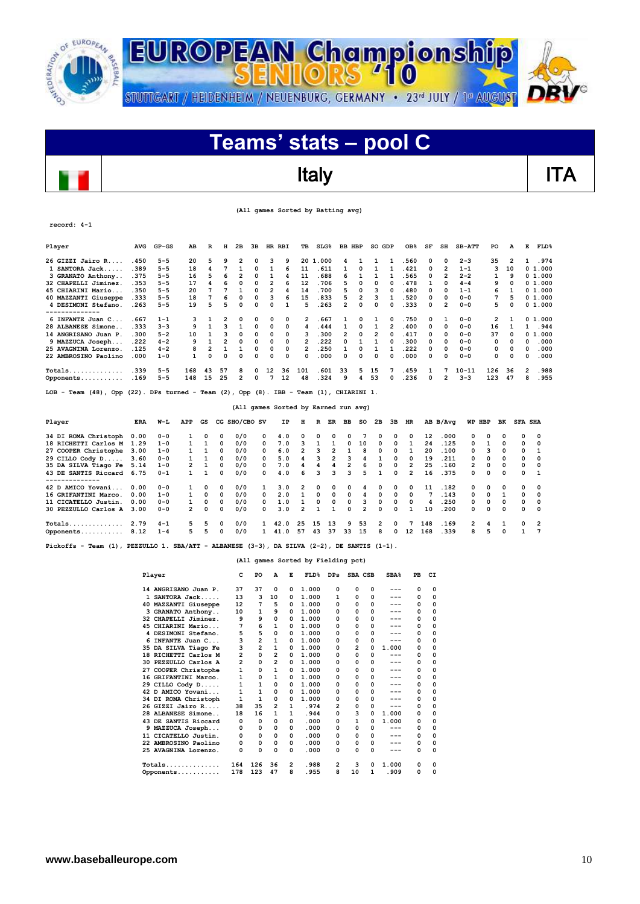# EUROPEAN Championship SENIORS '10

STUTTGART / HEIDENHEIM / NEUENBURG, GERMANY • 23rd JULY / 1st AUGUST

## Teams' stats – pool C

### Italy — ITA

(All games Sorted by Batting avg)

record: 4-1

| Player | AVG | GP-GS | AB | R | H | 2B | 3B | HR | RBI | TB | SLG% | BB | HBP | SO | GDP | OB% | SF | SH | SB-ATT | PO | A | E | FLD% |
|---|---|---|---|---|---|---|---|---|---|---|---|---|---|---|---|---|---|---|---|---|---|---|---|
| 26 GIZZI Jairo R..... | .450 | 5-5 | 20 | 5 | 9 | 2 | 0 | 3 | 9 | 20 | 1.000 | 4 | 1 | 1 | 1 | .560 | 0 | 0 | 2-3 | 35 | 2 | 1 | .974 |
| 1 SANTORA Jack..... | .389 | 5-5 | 18 | 4 | 7 | 1 | 0 | 1 | 6 | 11 | .611 | 1 | 0 | 1 | 1 | .421 | 0 | 2 | 1-1 | 3 | 10 | 0 | 1.000 |
| 3 GRANATO Anthony.. | .375 | 5-5 | 16 | 5 | 6 | 2 | 0 | 1 | 4 | 11 | .688 | 6 | 1 | 1 | 1 | .565 | 0 | 2 | 2-2 | 1 | 9 | 0 | 1.000 |
| 32 CHAPELLI Jiminez. | .353 | 5-5 | 17 | 4 | 6 | 0 | 0 | 2 | 6 | 12 | .706 | 5 | 0 | 0 | 0 | .478 | 1 | 0 | 4-4 | 9 | 0 | 0 | 1.000 |
| 45 CHIARINI Mario... | .350 | 5-5 | 20 | 7 | 7 | 1 | 0 | 2 | 4 | 14 | .700 | 5 | 0 | 3 | 0 | .480 | 0 | 0 | 1-1 | 6 | 1 | 0 | 1.000 |
| 40 MAZZANTI Giuseppe | .333 | 5-5 | 18 | 7 | 6 | 0 | 0 | 3 | 6 | 15 | .833 | 5 | 2 | 3 | 1 | .520 | 0 | 0 | 0-0 | 7 | 5 | 0 | 1.000 |
| 4 DESIMONI Stefano. | .263 | 5-5 | 19 | 5 | 5 | 0 | 0 | 0 | 1 | 5 | .263 | 2 | 0 | 0 | 0 | .333 | 0 | 2 | 0-0 | 5 | 0 | 0 | 1.000 |
| 6 INFANTE Juan C... | .667 | 1-1 | 3 | 1 | 2 | 0 | 0 | 0 | 0 | 2 | .667 | 1 | 0 | 1 | 0 | .750 | 0 | 1 | 0-0 | 2 | 1 | 0 | 1.000 |
| 28 ALBANESE Simone.. | .333 | 3-3 | 9 | 1 | 3 | 1 | 0 | 0 | 0 | 4 | .444 | 1 | 0 | 1 | 2 | .400 | 0 | 0 | 0-0 | 16 | 1 | 1 | .944 |
| 14 ANGRISANO Juan P. | .300 | 5-2 | 10 | 1 | 3 | 0 | 0 | 0 | 0 | 3 | .300 | 2 | 0 | 2 | 0 | .417 | 0 | 0 | 0-0 | 37 | 0 | 0 | 1.000 |
| 9 MAZZUCA Joseph... | .222 | 4-2 | 9 | 1 | 2 | 0 | 0 | 0 | 0 | 2 | .222 | 0 | 1 | 1 | 0 | .300 | 0 | 0 | 0-0 | 0 | 0 | 0 | .000 |
| 25 AVAGNINA Lorenzo. | .125 | 4-2 | 8 | 2 | 1 | 1 | 0 | 0 | 0 | 2 | .250 | 1 | 0 | 1 | 1 | .222 | 0 | 0 | 0-0 | 0 | 0 | 0 | .000 |
| 22 AMBROSINO Paolino | .000 | 1-0 | 1 | 0 | 0 | 0 | 0 | 0 | 0 | 0 | .000 | 0 | 0 | 0 | 0 | .000 | 0 | 0 | 0-0 | 0 | 0 | 0 | .000 |
| Totals.............. | .339 | 5-5 | 168 | 43 | 57 | 8 | 0 | 12 | 36 | 101 | .601 | 33 | 5 | 15 | 7 | .459 | 1 | 7 | 10-11 | 126 | 36 | 2 | .988 |
| Opponents........... | .169 | 5-5 | 148 | 15 | 25 | 2 | 0 | 7 | 12 | 48 | .324 | 9 | 4 | 53 | 0 | .236 | 0 | 2 | 3-3 | 123 | 47 | 8 | .955 |

LOB - Team (48), Opp (22). DPs turned - Team (2), Opp (8). IBB - Team (1), CHIARINI 1.

(All games Sorted by Earned run avg)

| Player | ERA | W-L | APP | GS | CG | SHO/CBO | SV | IP | H | R | ER | BB | SO | 2B | 3B | HR | AB | B/Avg | WP | HBP | BK | SFA | SHA |
|---|---|---|---|---|---|---|---|---|---|---|---|---|---|---|---|---|---|---|---|---|---|---|---|
| 34 DI ROMA Christoph | 0.00 | 0-0 | 1 | 0 | 0 | 0/0 | 0 | 4.0 | 0 | 0 | 0 | 0 | 7 | 0 | 0 | 0 | 12 | .000 | 0 | 0 | 0 | 0 | 0 |
| 18 RICHETTI Carlos M | 1.29 | 1-0 | 1 | 1 | 0 | 0/0 | 0 | 7.0 | 3 | 1 | 1 | 0 | 10 | 0 | 0 | 1 | 24 | .125 | 0 | 1 | 0 | 0 | 0 |
| 27 COOPER Christophe | 3.00 | 1-0 | 1 | 1 | 0 | 0/0 | 0 | 6.0 | 2 | 3 | 2 | 1 | 8 | 0 | 0 | 1 | 20 | .100 | 0 | 3 | 0 | 0 | 1 |
| 29 CILLO Cody D..... | 3.60 | 0-0 | 1 | 1 | 0 | 0/0 | 0 | 5.0 | 4 | 3 | 2 | 3 | 4 | 1 | 0 | 0 | 19 | .211 | 0 | 0 | 0 | 0 | 0 |
| 35 DA SILVA Tiago Fe | 5.14 | 1-0 | 2 | 1 | 0 | 0/0 | 0 | 7.0 | 4 | 4 | 4 | 2 | 6 | 0 | 0 | 2 | 25 | .160 | 2 | 0 | 0 | 0 | 0 |
| 43 DE SANTIS Riccard | 6.75 | 0-1 | 1 | 1 | 0 | 0/0 | 0 | 4.0 | 6 | 3 | 3 | 3 | 5 | 1 | 0 | 2 | 16 | .375 | 0 | 0 | 0 | 0 | 1 |
| 42 D AMICO Yovani... | 0.00 | 0-0 | 1 | 0 | 0 | 0/0 | 1 | 3.0 | 2 | 0 | 0 | 0 | 4 | 0 | 0 | 0 | 11 | .182 | 0 | 0 | 0 | 0 | 0 |
| 16 GRIFANTINI Marco. | 0.00 | 1-0 | 1 | 0 | 0 | 0/0 | 0 | 2.0 | 1 | 0 | 0 | 0 | 4 | 0 | 0 | 0 | 7 | .143 | 0 | 0 | 1 | 0 | 0 |
| 11 CICATELLO Justin. | 0.00 | 0-0 | 1 | 0 | 0 | 0/0 | 0 | 1.0 | 1 | 0 | 0 | 0 | 3 | 0 | 0 | 0 | 4 | .250 | 0 | 0 | 0 | 0 | 0 |
| 30 PEZZULLO Carlos A | 3.00 | 0-0 | 2 | 0 | 0 | 0/0 | 0 | 3.0 | 2 | 1 | 1 | 0 | 2 | 0 | 0 | 1 | 10 | .200 | 0 | 0 | 0 | 0 | 0 |
| Totals.............. | 2.79 | 4-1 | 5 | 5 | 0 | 0/0 | 1 | 42.0 | 25 | 15 | 13 | 9 | 53 | 2 | 0 | 7 | 148 | .169 | 2 | 4 | 1 | 0 | 2 |
| Opponents........... | 8.12 | 1-4 | 5 | 5 | 0 | 0/0 | 1 | 41.0 | 57 | 43 | 37 | 33 | 15 | 8 | 0 | 12 | 168 | .339 | 8 | 5 | 0 | 1 | 7 |

Pickoffs - Team (1), PEZZULLO 1. SBA/ATT - ALBANESE (3-3), DA SILVA (2-2), DE SANTIS (1-1).

(All games Sorted by Fielding pct)

| Player | C | PO | A | E | FLD% | DPs | SBA | CSB | SBA% | PB | CI |
|---|---|---|---|---|---|---|---|---|---|---|---|
| 14 ANGRISANO Juan P. | 37 | 37 | 0 | 0 | 1.000 | 0 | 0 | 0 | --- | 0 | 0 |
| 1 SANTORA Jack..... | 13 | 3 | 10 | 0 | 1.000 | 1 | 0 | 0 | --- | 0 | 0 |
| 40 MAZZANTI Giuseppe | 12 | 7 | 5 | 0 | 1.000 | 0 | 0 | 0 | --- | 0 | 0 |
| 3 GRANATO Anthony.. | 10 | 1 | 9 | 0 | 1.000 | 0 | 0 | 0 | --- | 0 | 0 |
| 32 CHAPELLI Jiminez. | 9 | 9 | 0 | 0 | 1.000 | 0 | 0 | 0 | --- | 0 | 0 |
| 45 CHIARINI Mario... | 7 | 6 | 1 | 0 | 1.000 | 0 | 0 | 0 | --- | 0 | 0 |
| 4 DESIMONI Stefano. | 5 | 5 | 0 | 0 | 1.000 | 0 | 0 | 0 | --- | 0 | 0 |
| 6 INFANTE Juan C... | 3 | 2 | 1 | 0 | 1.000 | 0 | 0 | 0 | --- | 0 | 0 |
| 35 DA SILVA Tiago Fe | 3 | 2 | 1 | 0 | 1.000 | 0 | 2 | 0 | 1.000 | 0 | 0 |
| 18 RICHETTI Carlos M | 2 | 0 | 2 | 0 | 1.000 | 0 | 0 | 0 | --- | 0 | 0 |
| 30 PEZZULLO Carlos A | 2 | 0 | 2 | 0 | 1.000 | 0 | 0 | 0 | --- | 0 | 0 |
| 27 COOPER Christophe | 1 | 0 | 1 | 0 | 1.000 | 0 | 0 | 0 | --- | 0 | 0 |
| 16 GRIFANTINI Marco. | 1 | 0 | 1 | 0 | 1.000 | 0 | 0 | 0 | --- | 0 | 0 |
| 29 CILLO Cody D..... | 1 | 1 | 0 | 0 | 1.000 | 0 | 0 | 0 | --- | 0 | 0 |
| 42 D AMICO Yovani... | 1 | 1 | 0 | 0 | 1.000 | 0 | 0 | 0 | --- | 0 | 0 |
| 34 DI ROMA Christoph | 1 | 1 | 0 | 0 | 1.000 | 0 | 0 | 0 | --- | 0 | 0 |
| 26 GIZZI Jairo R.... | 38 | 35 | 2 | 1 | .974 | 2 | 0 | 0 | --- | 0 | 0 |
| 28 ALBANESE Simone.. | 18 | 16 | 1 | 1 | .944 | 0 | 3 | 0 | 1.000 | 0 | 0 |
| 43 DE SANTIS Riccard | 0 | 0 | 0 | 0 | .000 | 0 | 1 | 0 | 1.000 | 0 | 0 |
| 9 MAZZUCA Joseph... | 0 | 0 | 0 | 0 | .000 | 0 | 0 | 0 | --- | 0 | 0 |
| 11 CICATELLO Justin. | 0 | 0 | 0 | 0 | .000 | 0 | 0 | 0 | --- | 0 | 0 |
| 22 AMBROSINO Paolino | 0 | 0 | 0 | 0 | .000 | 0 | 0 | 0 | --- | 0 | 0 |
| 25 AVAGNINA Lorenzo. | 0 | 0 | 0 | 0 | .000 | 0 | 0 | 0 | --- | 0 | 0 |
| Totals.............. | 164 | 126 | 36 | 2 | .988 | 2 | 3 | 0 | 1.000 | 0 | 0 |
| Opponents........... | 178 | 123 | 47 | 8 | .955 | 8 | 10 | 1 | .909 | 0 | 0 |

www.baseballeurope.com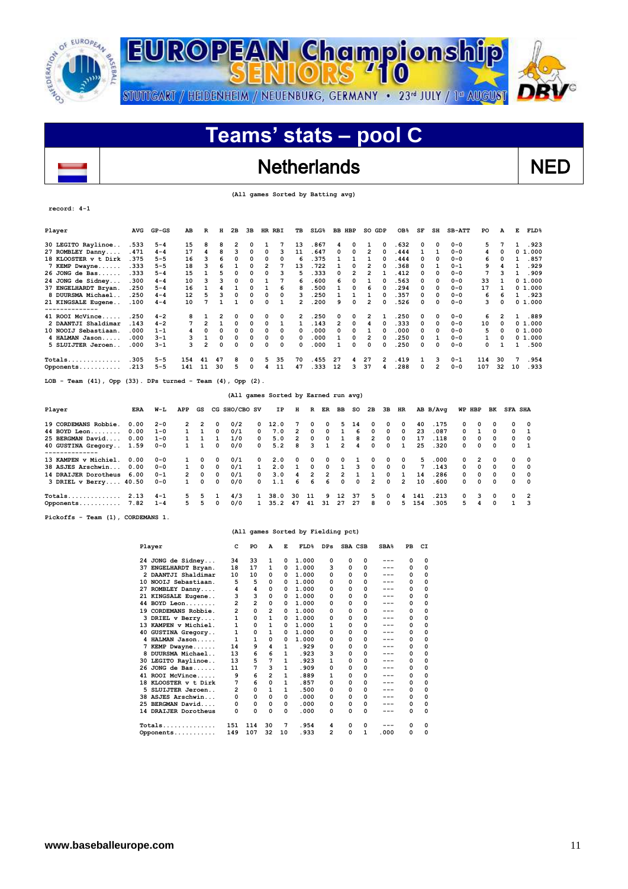# EUROPEAN Championship SENIORS '10

STUTTGART / HEIDENHEIM / NEUENBURG, GERMANY • 23rd JULY / 1st AUGUST

## Teams' stats – pool C

## Netherlands NED

(All games Sorted by Batting avg)

record: 4-1

| Player | AVG | GP-GS | AB | R | H | 2B | 3B | HR | RBI | TB | SLG% | BB | HBP | SO | GDP | OB% | SF | SH | SB-ATT | PO | A | E | FLD% |
|---|---|---|---|---|---|---|---|---|---|---|---|---|---|---|---|---|---|---|---|---|---|---|---|
| 30 LEGITO Raylinoe.. | .533 | 5-4 | 15 | 8 | 8 | 2 | 0 | 1 | 7 | 13 | .867 | 4 | 0 | 1 | 0 | .632 | 0 | 0 | 0-0 | 5 | 7 | 1 | .923 |
| 27 ROMBLEY Danny..... | .471 | 4-4 | 17 | 4 | 8 | 3 | 0 | 0 | 3 | 11 | .647 | 0 | 0 | 2 | 0 | .444 | 1 | 1 | 0-0 | 4 | 0 | 0 | 1.000 |
| 18 KLOOSTER v t Dirk | .375 | 5-5 | 16 | 3 | 6 | 0 | 0 | 0 | 0 | 6 | .375 | 1 | 1 | 1 | 0 | .444 | 0 | 0 | 0-0 | 6 | 0 | 1 | .857 |
| 7 KEMP Dwayne...... | .333 | 5-5 | 18 | 3 | 6 | 1 | 0 | 2 | 7 | 13 | .722 | 1 | 0 | 2 | 0 | .368 | 0 | 1 | 0-1 | 9 | 4 | 1 | .929 |
| 26 JONG de Bas...... | .333 | 5-4 | 15 | 1 | 5 | 0 | 0 | 0 | 3 | 5 | .333 | 0 | 2 | 2 | 1 | .412 | 0 | 0 | 0-0 | 7 | 3 | 1 | .909 |
| 24 JONG de Sidney...... | .300 | 4-4 | 10 | 3 | 3 | 0 | 0 | 1 | 7 | 6 | .600 | 6 | 0 | 1 | 0 | .563 | 0 | 0 | 0-0 | 33 | 1 | 0 | 1.000 |
| 37 ENGELHARDT Bryan. | .250 | 5-4 | 16 | 1 | 4 | 1 | 0 | 1 | 6 | 8 | .500 | 1 | 0 | 6 | 0 | .294 | 0 | 0 | 0-0 | 17 | 1 | 0 | 1.000 |
| 8 DUURSMA Michael.. | .250 | 4-4 | 12 | 5 | 3 | 0 | 0 | 0 | 0 | 3 | .250 | 1 | 1 | 1 | 0 | .357 | 0 | 0 | 0-0 | 6 | 6 | 1 | .923 |
| 21 KINGSALE Eugene.. | .100 | 4-4 | 10 | 7 | 1 | 1 | 0 | 0 | 1 | 2 | .200 | 9 | 0 | 2 | 0 | .526 | 0 | 0 | 0-0 | 3 | 0 | 0 | 1.000 |
| 41 ROOI McVince...... | .250 | 4-2 | 8 | 1 | 2 | 0 | 0 | 0 | 0 | 2 | .250 | 0 | 0 | 2 | 1 | .250 | 0 | 0 | 0-0 | 6 | 2 | 1 | .889 |
| 2 DAANTJI Shaldimar | .143 | 4-2 | 7 | 2 | 1 | 0 | 0 | 0 | 1 | 1 | .143 | 2 | 0 | 4 | 0 | .333 | 0 | 0 | 0-0 | 10 | 0 | 0 | 1.000 |
| 10 NOOIJ Sebastiaan. | .000 | 1-1 | 4 | 0 | 0 | 0 | 0 | 0 | 0 | 0 | .000 | 0 | 0 | 1 | 0 | .000 | 0 | 0 | 0-0 | 5 | 0 | 0 | 1.000 |
| 4 HALMAN Jason..... | .000 | 3-1 | 3 | 1 | 0 | 0 | 0 | 0 | 0 | 0 | .000 | 1 | 0 | 2 | 0 | .250 | 0 | 1 | 0-0 | 1 | 0 | 0 | 1.000 |
| 5 SLUIJTER Jeroen.. | .000 | 3-1 | 3 | 2 | 0 | 0 | 0 | 0 | 0 | 0 | .000 | 1 | 0 | 0 | 0 | .250 | 0 | 0 | 0-0 | 0 | 1 | 1 | .500 |
| Totals.............. | .305 | 5-5 | 154 | 41 | 47 | 8 | 0 | 5 | 35 | 70 | .455 | 27 | 4 | 27 | 2 | .419 | 1 | 3 | 0-1 | 114 | 30 | 7 | .954 |
| Opponents........... | .213 | 5-5 | 141 | 11 | 30 | 5 | 0 | 4 | 11 | 47 | .333 | 12 | 3 | 37 | 4 | .288 | 0 | 2 | 0-0 | 107 | 32 | 10 | .933 |

LOB - Team (41), Opp (33). DPs turned - Team (4), Opp (2).

(All games Sorted by Earned run avg)

| Player | ERA | W-L | APP | GS | CG | SHO/CBO | SV | IP | H | R | ER | BB | SO | 2B | 3B | HR | AB | B/Avg | WP | HBP | BK | SFA | SHA |
|---|---|---|---|---|---|---|---|---|---|---|---|---|---|---|---|---|---|---|---|---|---|---|---|
| 19 CORDEMANS Robbie. | 0.00 | 2-0 | 2 | 2 | 0 | 0/2 | 0 | 12.0 | 7 | 0 | 0 | 5 | 14 | 0 | 0 | 0 | 40 | .175 | 0 | 0 | 0 | 0 | 0 |
| 44 BOYD Leon........ | 0.00 | 1-0 | 1 | 1 | 0 | 0/1 | 0 | 7.0 | 2 | 0 | 0 | 1 | 6 | 0 | 0 | 0 | 23 | .087 | 0 | 1 | 0 | 0 | 1 |
| 25 BERGMAN David.... | 0.00 | 1-0 | 1 | 1 | 1 | 1/0 | 0 | 5.0 | 2 | 0 | 0 | 1 | 8 | 2 | 0 | 0 | 17 | .118 | 0 | 0 | 0 | 0 | 0 |
| 40 GUSTINA Gregory.. | 1.59 | 0-0 | 1 | 1 | 0 | 0/0 | 0 | 5.2 | 8 | 3 | 1 | 2 | 4 | 0 | 0 | 1 | 25 | .320 | 0 | 0 | 0 | 0 | 1 |
| 13 KAMPEN v Michiel. | 0.00 | 0-0 | 1 | 0 | 0 | 0/1 | 0 | 2.0 | 0 | 0 | 0 | 0 | 1 | 0 | 0 | 0 | 5 | .000 | 0 | 2 | 0 | 0 | 0 |
| 38 ASJES Arschwin.... | 0.00 | 0-0 | 1 | 0 | 0 | 0/1 | 1 | 2.0 | 1 | 0 | 0 | 1 | 3 | 0 | 0 | 0 | 7 | .143 | 0 | 0 | 0 | 0 | 0 |
| 14 DRAIJER Dorotheus | 6.00 | 0-1 | 2 | 0 | 0 | 0/1 | 0 | 3.0 | 4 | 2 | 2 | 2 | 1 | 1 | 0 | 1 | 14 | .286 | 0 | 0 | 0 | 0 | 0 |
| 3 DRIEL v Berry.... | 40.50 | 0-0 | 1 | 0 | 0 | 0/0 | 0 | 1.1 | 6 | 6 | 6 | 0 | 0 | 2 | 0 | 2 | 10 | .600 | 0 | 0 | 0 | 0 | 0 |
| Totals.............. | 2.13 | 4-1 | 5 | 5 | 1 | 4/3 | 1 | 38.0 | 30 | 11 | 9 | 12 | 37 | 5 | 0 | 4 | 141 | .213 | 0 | 3 | 0 | 0 | 2 |
| Opponents........... | 7.82 | 1-4 | 5 | 5 | 0 | 0/0 | 1 | 35.2 | 47 | 41 | 31 | 27 | 27 | 8 | 0 | 5 | 154 | .305 | 5 | 4 | 0 | 1 | 3 |

Pickoffs - Team (1), CORDEMANS 1.

(All games Sorted by Fielding pct)

| Player | C | PO | A | E | FLD% | DPs | SBA | CSB | SBA% | PB | CI |
|---|---|---|---|---|---|---|---|---|---|---|---|
| 24 JONG de Sidney... | 34 | 33 | 1 | 0 | 1.000 | 0 | 0 | 0 | --- | 0 | 0 |
| 37 ENGELHARDT Bryan. | 18 | 17 | 1 | 0 | 1.000 | 3 | 0 | 0 | --- | 0 | 0 |
| 2 DAANTJI Shaldimar | 10 | 10 | 0 | 0 | 1.000 | 0 | 0 | 0 | --- | 0 | 0 |
| 10 NOOIJ Sebastiaan. | 5 | 5 | 0 | 0 | 1.000 | 0 | 0 | 0 | --- | 0 | 0 |
| 27 ROMBLEY Danny.... | 4 | 4 | 0 | 0 | 1.000 | 0 | 0 | 0 | --- | 0 | 0 |
| 21 KINGSALE Eugene.. | 3 | 3 | 0 | 0 | 1.000 | 0 | 0 | 0 | --- | 0 | 0 |
| 44 BOYD Leon........ | 2 | 2 | 0 | 0 | 1.000 | 0 | 0 | 0 | --- | 0 | 0 |
| 19 CORDEMANS Robbie. | 2 | 0 | 2 | 0 | 1.000 | 0 | 0 | 0 | --- | 0 | 0 |
| 3 DRIEL v Berry.... | 1 | 0 | 1 | 0 | 1.000 | 0 | 0 | 0 | --- | 0 | 0 |
| 13 KAMPEN v Michiel. | 1 | 0 | 1 | 0 | 1.000 | 1 | 0 | 0 | --- | 0 | 0 |
| 40 GUSTINA Gregory.. | 1 | 0 | 1 | 0 | 1.000 | 0 | 0 | 0 | --- | 0 | 0 |
| 4 HALMAN Jason..... | 1 | 1 | 0 | 0 | 1.000 | 0 | 0 | 0 | --- | 0 | 0 |
| 7 KEMP Dwayne...... | 14 | 9 | 4 | 1 | .929 | 0 | 0 | 0 | --- | 0 | 0 |
| 8 DUURSMA Michael.. | 13 | 6 | 6 | 1 | .923 | 3 | 0 | 0 | --- | 0 | 0 |
| 30 LEGITO Raylinoe.. | 13 | 5 | 7 | 1 | .923 | 1 | 0 | 0 | --- | 0 | 0 |
| 26 JONG de Bas...... | 11 | 7 | 3 | 1 | .909 | 0 | 0 | 0 | --- | 0 | 0 |
| 41 ROOI McVince..... | 9 | 6 | 2 | 1 | .889 | 1 | 0 | 0 | --- | 0 | 0 |
| 18 KLOOSTER v t Dirk | 7 | 6 | 0 | 1 | .857 | 0 | 0 | 0 | --- | 0 | 0 |
| 5 SLUIJTER Jeroen.. | 2 | 0 | 1 | 1 | .500 | 0 | 0 | 0 | --- | 0 | 0 |
| 38 ASJES Arschwin... | 0 | 0 | 0 | 0 | .000 | 0 | 0 | 0 | --- | 0 | 0 |
| 25 BERGMAN David.... | 0 | 0 | 0 | 0 | .000 | 0 | 0 | 0 | --- | 0 | 0 |
| 14 DRAIJER Dorotheus | 0 | 0 | 0 | 0 | .000 | 0 | 0 | 0 | --- | 0 | 0 |
| Totals.............. | 151 | 114 | 30 | 7 | .954 | 4 | 0 | 0 | --- | 0 | 0 |
| Opponents........... | 149 | 107 | 32 | 10 | .933 | 2 | 0 | 1 | .000 | 0 | 0 |

www.baseballeurope.com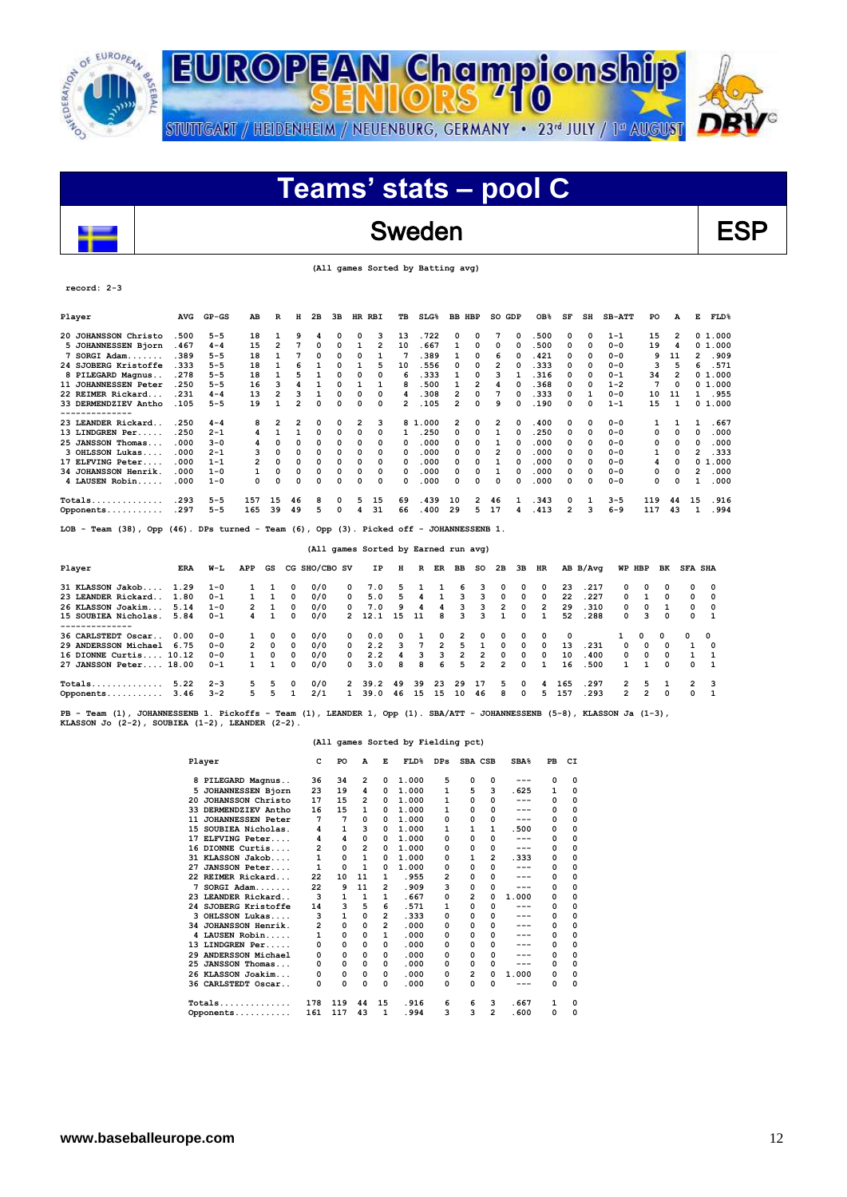# Teams' stats – pool C

## Sweden — ESP

(All games Sorted by Batting avg)

record: 2-3

| Player | AVG | GP-GS | AB | R | H | 2B | 3B | HR | RBI | TB | SLG% | BB | HBP | SO | GDP | OB% | SF | SH | SB-ATT | PO | A | E | FLD% |
|---|---|---|---|---|---|---|---|---|---|---|---|---|---|---|---|---|---|---|---|---|---|---|---|
| 20 JOHANSSON Christo | .500 | 5-5 | 18 | 1 | 9 | 4 | 0 | 0 | 3 | 13 | .722 | 0 | 0 | 7 | 0 | .500 | 0 | 0 | 1-1 | 15 | 2 | 0 | 1.000 |
| 5 JOHANNESSEN Bjorn | .467 | 4-4 | 15 | 2 | 7 | 0 | 0 | 1 | 2 | 10 | .667 | 1 | 0 | 0 | 0 | .500 | 0 | 0 | 0-0 | 19 | 4 | 0 | 1.000 |
| 7 SORGI Adam....... | .389 | 5-5 | 18 | 1 | 7 | 0 | 0 | 0 | 1 | 7 | .389 | 1 | 0 | 6 | 0 | .421 | 0 | 0 | 0-0 | 9 | 11 | 2 | .909 |
| 24 SJOBERG Kristoffe | .333 | 5-5 | 18 | 1 | 6 | 1 | 0 | 1 | 5 | 10 | .556 | 0 | 0 | 2 | 0 | .333 | 0 | 0 | 0-0 | 3 | 5 | 6 | .571 |
| 8 PILEGARD Magnus.. | .278 | 5-5 | 18 | 1 | 5 | 1 | 0 | 0 | 0 | 6 | .333 | 1 | 0 | 3 | 1 | .316 | 0 | 0 | 0-1 | 34 | 2 | 0 | 1.000 |
| 11 JOHANNESSEN Peter | .250 | 5-5 | 16 | 3 | 4 | 1 | 0 | 1 | 1 | 8 | .500 | 1 | 2 | 4 | 0 | .368 | 0 | 0 | 1-2 | 7 | 0 | 0 | 1.000 |
| 22 REIMER Rickard... | .231 | 4-4 | 13 | 2 | 3 | 1 | 0 | 0 | 0 | 4 | .308 | 2 | 0 | 7 | 0 | .333 | 0 | 1 | 0-0 | 10 | 11 | 1 | .955 |
| 33 DERMENDZIEV Antho | .105 | 5-5 | 19 | 1 | 2 | 0 | 0 | 0 | 0 | 2 | .105 | 2 | 0 | 9 | 0 | .190 | 0 | 0 | 1-1 | 15 | 1 | 0 | 1.000 |
| -------------- | | | | | | | | | | | | | | | | | | | | | | | |
| 23 LEANDER Rickard.. | .250 | 4-4 | 8 | 2 | 2 | 0 | 0 | 2 | 3 | 8 | 1.000 | 2 | 0 | 2 | 0 | .400 | 0 | 0 | 0-0 | 1 | 1 | 1 | .667 |
| 13 LINDGREN Per..... | .250 | 2-1 | 4 | 1 | 1 | 0 | 0 | 0 | 0 | 1 | .250 | 0 | 0 | 1 | 0 | .250 | 0 | 0 | 0-0 | 0 | 0 | 0 | .000 |
| 25 JANSSON Thomas... | .000 | 3-0 | 4 | 0 | 0 | 0 | 0 | 0 | 0 | 0 | .000 | 0 | 0 | 1 | 0 | .000 | 0 | 0 | 0-0 | 0 | 0 | 0 | .000 |
| 3 OHLSSON Lukas.... | .000 | 2-1 | 3 | 0 | 0 | 0 | 0 | 0 | 0 | 0 | .000 | 0 | 0 | 2 | 0 | .000 | 0 | 0 | 0-0 | 1 | 0 | 2 | .333 |
| 17 ELFVING Peter.... | .000 | 1-1 | 2 | 0 | 0 | 0 | 0 | 0 | 0 | 0 | .000 | 0 | 0 | 1 | 0 | .000 | 0 | 0 | 0-0 | 4 | 0 | 0 | 1.000 |
| 34 JOHANSSON Henrik. | .000 | 1-0 | 1 | 0 | 0 | 0 | 0 | 0 | 0 | 0 | .000 | 0 | 0 | 1 | 0 | .000 | 0 | 0 | 0-0 | 0 | 0 | 2 | .000 |
| 4 LAUSEN Robin..... | .000 | 1-0 | 0 | 0 | 0 | 0 | 0 | 0 | 0 | 0 | .000 | 0 | 0 | 0 | 0 | .000 | 0 | 0 | 0-0 | 0 | 0 | 1 | .000 |
| Totals.............. | .293 | 5-5 | 157 | 15 | 46 | 8 | 0 | 5 | 15 | 69 | .439 | 10 | 2 | 46 | 1 | .343 | 0 | 1 | 3-5 | 119 | 44 | 15 | .916 |
| Opponents........... | .297 | 5-5 | 165 | 39 | 49 | 5 | 0 | 4 | 31 | 66 | .400 | 29 | 5 | 17 | 4 | .413 | 2 | 3 | 6-9 | 117 | 43 | 1 | .994 |

LOB - Team (38), Opp (46). DPs turned - Team (6), Opp (3). Picked off - JOHANNESSENB 1.

(All games Sorted by Earned run avg)

| Player | ERA | W-L | APP | GS | CG | SHO/CBO | SV | IP | H | R | ER | BB | SO | 2B | 3B | HR | AB | B/Avg | WP | HBP | BK | SFA | SHA |
|---|---|---|---|---|---|---|---|---|---|---|---|---|---|---|---|---|---|---|---|---|---|---|---|
| 31 KLASSON Jakob.... | 1.29 | 1-0 | 1 | 1 | 0 | 0/0 | 0 | 7.0 | 5 | 1 | 1 | 6 | 3 | 0 | 0 | 0 | 23 | .217 | 0 | 0 | 0 | 0 | 0 |
| 23 LEANDER Rickard.. | 1.80 | 0-1 | 1 | 1 | 0 | 0/0 | 0 | 5.0 | 5 | 4 | 1 | 3 | 3 | 0 | 0 | 0 | 22 | .227 | 0 | 1 | 0 | 0 | 0 |
| 26 KLASSON Joakim... | 5.14 | 1-0 | 2 | 1 | 0 | 0/0 | 0 | 7.0 | 9 | 4 | 4 | 3 | 3 | 2 | 0 | 2 | 29 | .310 | 0 | 0 | 1 | 0 | 0 |
| 15 SOUBIEA Nicholas. | 5.84 | 0-1 | 4 | 1 | 0 | 0/0 | 2 | 12.1 | 15 | 11 | 8 | 3 | 3 | 1 | 0 | 1 | 52 | .288 | 0 | 3 | 0 | 0 | 1 |
| -------------- | | | | | | | | | | | | | | | | | | | | | | | |
| 36 CARLSTEDT Oscar.. | 0.00 | 0-0 | 1 | 0 | 0 | 0/0 | 0 | 0.0 | 0 | 1 | 0 | 2 | 0 | 0 | 0 | 0 | 0 | | 1 | 0 | 0 | 0 | 0 |
| 29 ANDERSSON Michael | 6.75 | 0-0 | 2 | 0 | 0 | 0/0 | 0 | 2.2 | 3 | 7 | 2 | 5 | 1 | 0 | 0 | 0 | 13 | .231 | 0 | 0 | 0 | 1 | 0 |
| 16 DIONNE Curtis.... | 10.12 | 0-0 | 1 | 0 | 0 | 0/0 | 0 | 2.2 | 4 | 3 | 3 | 2 | 2 | 0 | 0 | 0 | 10 | .400 | 0 | 0 | 0 | 1 | 1 |
| 27 JANSSON Peter.... | 18.00 | 0-1 | 1 | 1 | 0 | 0/0 | 0 | 3.0 | 8 | 8 | 6 | 5 | 2 | 2 | 0 | 1 | 16 | .500 | 1 | 1 | 0 | 0 | 1 |
| Totals.............. | 5.22 | 2-3 | 5 | 5 | 0 | 0/0 | 2 | 39.2 | 49 | 39 | 23 | 29 | 17 | 5 | 0 | 4 | 165 | .297 | 2 | 5 | 1 | 2 | 3 |
| Opponents........... | 3.46 | 3-2 | 5 | 5 | 1 | 2/1 | 1 | 39.0 | 46 | 15 | 15 | 10 | 46 | 8 | 0 | 5 | 157 | .293 | 2 | 2 | 0 | 0 | 1 |

PB - Team (1), JOHANNESSENB 1. Pickoffs - Team (1), LEANDER 1, Opp (1). SBA/ATT - JOHANNESSENB (5-8), KLASSON Ja (1-3), KLASSON Jo (2-2), SOUBIEA (1-2), LEANDER (2-2).

(All games Sorted by Fielding pct)

| Player | C | PO | A | E | FLD% | DPs | SBA | CSB | SBA% | PB | CI |
|---|---|---|---|---|---|---|---|---|---|---|---|
| 8 PILEGARD Magnus.. | 36 | 34 | 2 | 0 | 1.000 | 5 | 0 | 0 | --- | 0 | 0 |
| 5 JOHANNESSEN Bjorn | 23 | 19 | 4 | 0 | 1.000 | 1 | 5 | 3 | .625 | 1 | 0 |
| 20 JOHANSSON Christo | 17 | 15 | 2 | 0 | 1.000 | 1 | 0 | 0 | --- | 0 | 0 |
| 33 DERMENDZIEV Antho | 16 | 15 | 1 | 0 | 1.000 | 1 | 0 | 0 | --- | 0 | 0 |
| 11 JOHANNESSEN Peter | 7 | 7 | 0 | 0 | 1.000 | 0 | 0 | 0 | --- | 0 | 0 |
| 15 SOUBIEA Nicholas. | 4 | 1 | 3 | 0 | 1.000 | 1 | 1 | 1 | .500 | 0 | 0 |
| 17 ELFVING Peter.... | 4 | 4 | 0 | 0 | 1.000 | 0 | 0 | 0 | --- | 0 | 0 |
| 16 DIONNE Curtis.... | 2 | 0 | 2 | 0 | 1.000 | 0 | 0 | 0 | --- | 0 | 0 |
| 31 KLASSON Jakob.... | 1 | 0 | 1 | 0 | 1.000 | 0 | 1 | 2 | .333 | 0 | 0 |
| 27 JANSSON Peter.... | 1 | 0 | 1 | 0 | 1.000 | 0 | 0 | 0 | --- | 0 | 0 |
| 22 REIMER Rickard... | 22 | 10 | 11 | 1 | .955 | 2 | 0 | 0 | --- | 0 | 0 |
| 7 SORGI Adam....... | 22 | 9 | 11 | 2 | .909 | 3 | 0 | 0 | --- | 0 | 0 |
| 23 LEANDER Rickard.. | 3 | 1 | 1 | 1 | .667 | 0 | 2 | 0 | 1.000 | 0 | 0 |
| 24 SJOBERG Kristoffe | 14 | 3 | 5 | 6 | .571 | 1 | 0 | 0 | --- | 0 | 0 |
| 3 OHLSSON Lukas.... | 3 | 1 | 0 | 2 | .333 | 0 | 0 | 0 | --- | 0 | 0 |
| 34 JOHANSSON Henrik. | 2 | 0 | 0 | 2 | .000 | 0 | 0 | 0 | --- | 0 | 0 |
| 4 LAUSEN Robin..... | 1 | 0 | 0 | 1 | .000 | 0 | 0 | 0 | --- | 0 | 0 |
| 13 LINDGREN Per..... | 0 | 0 | 0 | 0 | .000 | 0 | 0 | 0 | --- | 0 | 0 |
| 29 ANDERSSON Michael | 0 | 0 | 0 | 0 | .000 | 0 | 0 | 0 | --- | 0 | 0 |
| 25 JANSSON Thomas... | 0 | 0 | 0 | 0 | .000 | 0 | 0 | 0 | --- | 0 | 0 |
| 26 KLASSON Joakim... | 0 | 0 | 0 | 0 | .000 | 0 | 2 | 0 | 1.000 | 0 | 0 |
| 36 CARLSTEDT Oscar.. | 0 | 0 | 0 | 0 | .000 | 0 | 0 | 0 | --- | 0 | 0 |
| Totals.............. | 178 | 119 | 44 | 15 | .916 | 6 | 6 | 3 | .667 | 1 | 0 |
| Opponents........... | 161 | 117 | 43 | 1 | .994 | 3 | 3 | 2 | .600 | 0 | 0 |

www.baseballeurope.com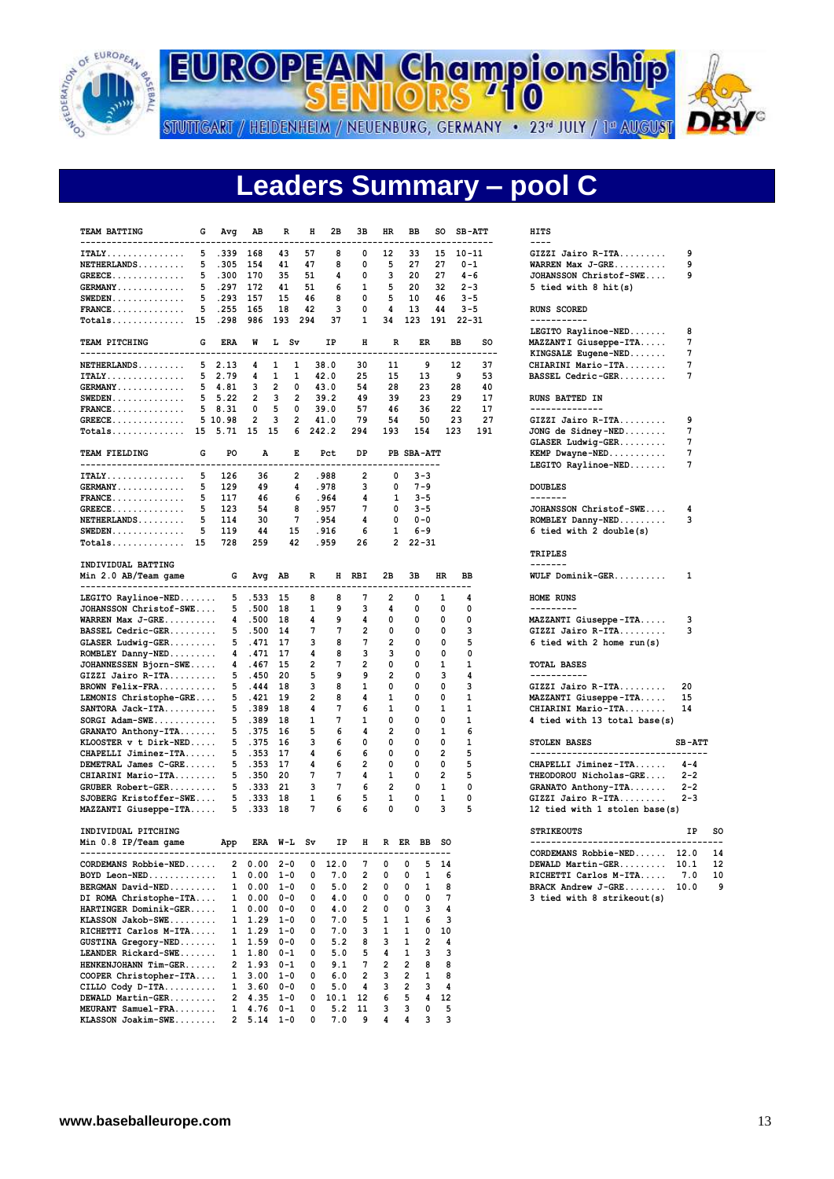# EUROPEAN Championship SENIORS '10

STUTTGART / HEIDENHEIM / NEUENBURG, GERMANY • 23rd JULY / 1st AUGUST

## Leaders Summary – pool C

### TEAM BATTING

| TEAM BATTING | G | Avg | AB | R | H | 2B | 3B | HR | BB | SO | SB-ATT |
|---|---|---|---|---|---|---|---|---|---|---|---|
| ITALY | 5 | .339 | 168 | 43 | 57 | 8 | 0 | 12 | 33 | 15 | 10-11 |
| NETHERLANDS | 5 | .305 | 154 | 41 | 47 | 8 | 0 | 5 | 27 | 27 | 0-1 |
| GREECE | 5 | .300 | 170 | 35 | 51 | 4 | 0 | 3 | 20 | 27 | 4-6 |
| GERMANY | 5 | .297 | 172 | 41 | 51 | 6 | 1 | 5 | 20 | 32 | 2-3 |
| SWEDEN | 5 | .293 | 157 | 15 | 46 | 8 | 0 | 5 | 10 | 46 | 3-5 |
| FRANCE | 5 | .255 | 165 | 18 | 42 | 3 | 0 | 4 | 13 | 44 | 3-5 |
| Totals | 15 | .298 | 986 | 193 | 294 | 37 | 1 | 34 | 123 | 191 | 22-31 |

### TEAM PITCHING

| TEAM PITCHING | G | ERA | W | L | Sv | IP | H | R | ER | BB | SO |
|---|---|---|---|---|---|---|---|---|---|---|---|
| NETHERLANDS | 5 | 2.13 | 4 | 1 | 1 | 38.0 | 30 | 11 | 9 | 12 | 37 |
| ITALY | 5 | 2.79 | 4 | 1 | 1 | 42.0 | 25 | 15 | 13 | 9 | 53 |
| GERMANY | 5 | 4.81 | 3 | 2 | 0 | 43.0 | 54 | 28 | 23 | 28 | 40 |
| SWEDEN | 5 | 5.22 | 2 | 3 | 2 | 39.2 | 49 | 39 | 23 | 29 | 17 |
| FRANCE | 5 | 8.31 | 0 | 5 | 0 | 39.0 | 57 | 46 | 36 | 22 | 17 |
| GREECE | 5 | 10.98 | 2 | 3 | 2 | 41.0 | 79 | 54 | 50 | 23 | 27 |
| Totals | 15 | 5.71 | 15 | 15 | 6 | 242.2 | 294 | 193 | 154 | 123 | 191 |

### TEAM FIELDING

| TEAM FIELDING | G | PO | A | E | Pct | DP | PB | SBA-ATT |
|---|---|---|---|---|---|---|---|---|
| ITALY | 5 | 126 | 36 | 2 | .988 | 2 | 0 | 3-3 |
| GERMANY | 5 | 129 | 49 | 4 | .978 | 3 | 0 | 7-9 |
| FRANCE | 5 | 117 | 46 | 6 | .964 | 4 | 1 | 3-5 |
| GREECE | 5 | 123 | 54 | 8 | .957 | 7 | 0 | 3-5 |
| NETHERLANDS | 5 | 114 | 30 | 7 | .954 | 4 | 0 | 0-0 |
| SWEDEN | 5 | 119 | 44 | 15 | .916 | 6 | 1 | 6-9 |
| Totals | 15 | 728 | 259 | 42 | .959 | 26 | 2 | 22-31 |

### INDIVIDUAL BATTING
Min 2.0 AB/Team game

| Player | G | Avg | AB | R | H | RBI | 2B | 3B | HR | BB |
|---|---|---|---|---|---|---|---|---|---|---|
| LEGITO Raylinoe-NED | 5 | .533 | 15 | 8 | 8 | 7 | 2 | 0 | 1 | 4 |
| JOHANSSON Christof-SWE | 5 | .500 | 18 | 1 | 9 | 3 | 4 | 0 | 0 | 0 |
| WARREN Max J-GRE | 4 | .500 | 18 | 4 | 9 | 4 | 0 | 0 | 0 | 0 |
| BASSEL Cedric-GER | 5 | .500 | 14 | 7 | 7 | 2 | 0 | 0 | 0 | 3 |
| GLASER Ludwig-GER | 5 | .471 | 17 | 3 | 8 | 7 | 2 | 0 | 0 | 5 |
| ROMBLEY Danny-NED | 4 | .471 | 17 | 4 | 8 | 3 | 3 | 0 | 0 | 0 |
| JOHANNESSEN Bjorn-SWE | 4 | .467 | 15 | 2 | 7 | 2 | 0 | 0 | 1 | 1 |
| GIZZI Jairo R-ITA | 5 | .450 | 20 | 5 | 9 | 9 | 2 | 0 | 3 | 4 |
| BROWN Felix-FRA | 5 | .444 | 18 | 3 | 8 | 1 | 0 | 0 | 0 | 3 |
| LEMONIS Christophe-GRE | 5 | .421 | 19 | 2 | 8 | 4 | 1 | 0 | 0 | 1 |
| SANTORA Jack-ITA | 5 | .389 | 18 | 4 | 7 | 6 | 1 | 0 | 1 | 1 |
| SORGI Adam-SWE | 5 | .389 | 18 | 1 | 7 | 1 | 0 | 0 | 0 | 1 |
| GRANATO Anthony-ITA | 5 | .375 | 16 | 5 | 6 | 4 | 2 | 0 | 1 | 6 |
| KLOOSTER v t Dirk-NED | 5 | .375 | 16 | 3 | 6 | 0 | 0 | 0 | 0 | 1 |
| CHAPELLI Jiminez-ITA | 5 | .353 | 17 | 4 | 6 | 6 | 0 | 0 | 2 | 5 |
| DEMETRAL James C-GRE | 5 | .353 | 17 | 4 | 6 | 2 | 0 | 0 | 0 | 5 |
| CHIARINI Mario-ITA | 5 | .350 | 20 | 7 | 7 | 4 | 1 | 0 | 2 | 5 |
| GRUBER Robert-GER | 5 | .333 | 21 | 3 | 7 | 6 | 2 | 0 | 1 | 0 |
| SJOBERG Kristoffer-SWE | 5 | .333 | 18 | 5 | 6 | 5 | 1 | 0 | 1 | 0 |
| MAZZANTI Giuseppe-ITA | 5 | .333 | 18 | 7 | 6 | 6 | 0 | 0 | 3 | 5 |

### INDIVIDUAL PITCHING
Min 0.8 IP/Team game

| Player | App | ERA | W-L | Sv | IP | H | R | ER | BB | SO |
|---|---|---|---|---|---|---|---|---|---|---|
| CORDEMANS Robbie-NED | 2 | 0.00 | 2-0 | 0 | 12.0 | 7 | 0 | 0 | 5 | 14 |
| BOYD Leon-NED | 1 | 0.00 | 1-0 | 0 | 7.0 | 2 | 0 | 0 | 1 | 6 |
| BERGMAN David-NED | 1 | 0.00 | 1-0 | 0 | 5.0 | 2 | 0 | 0 | 1 | 8 |
| DI ROMA Christophe-ITA | 1 | 0.00 | 0-0 | 0 | 4.0 | 0 | 0 | 0 | 0 | 7 |
| HARTINGER Dominik-GER | 1 | 0.00 | 0-0 | 0 | 4.0 | 2 | 0 | 0 | 3 | 4 |
| KLASSON Jakob-SWE | 1 | 1.29 | 1-0 | 0 | 7.0 | 5 | 1 | 1 | 6 | 3 |
| RICHETTI Carlos M-ITA | 1 | 1.29 | 1-0 | 0 | 7.0 | 3 | 1 | 1 | 0 | 10 |
| GUSTINA Gregory-NED | 1 | 1.59 | 0-0 | 0 | 5.2 | 8 | 3 | 1 | 2 | 4 |
| LEANDER Rickard-SWE | 1 | 1.80 | 0-1 | 0 | 5.0 | 5 | 4 | 1 | 3 | 3 |
| HENKENJOHANN Tim-GER | 2 | 1.93 | 0-1 | 0 | 9.1 | 7 | 2 | 2 | 8 | 8 |
| COOPER Christopher-ITA | 1 | 3.00 | 1-0 | 0 | 6.0 | 2 | 3 | 2 | 1 | 8 |
| CILLO Cody D-ITA | 1 | 3.60 | 0-0 | 0 | 5.0 | 4 | 3 | 2 | 3 | 4 |
| DEWALD Martin-GER | 2 | 4.35 | 1-0 | 0 | 10.1 | 12 | 6 | 5 | 4 | 12 |
| MEURANT Samuel-FRA | 1 | 4.76 | 0-1 | 0 | 5.2 | 11 | 3 | 3 | 0 | 5 |
| KLASSON Joakim-SWE | 2 | 5.14 | 1-0 | 0 | 7.0 | 9 | 4 | 4 | 3 | 3 |

### HITS

| Player | |
|---|---|
| GIZZI Jairo R-ITA | 9 |
| WARREN Max J-GRE | 9 |
| JOHANSSON Christof-SWE | 9 |
| 5 tied with 8 hit(s) | |

### RUNS SCORED

| Player | |
|---|---|
| LEGITO Raylinoe-NED | 8 |
| MAZZANTI Giuseppe-ITA | 7 |
| KINGSALE Eugene-NED | 7 |
| CHIARINI Mario-ITA | 7 |
| BASSEL Cedric-GER | 7 |

### RUNS BATTED IN

| Player | |
|---|---|
| GIZZI Jairo R-ITA | 9 |
| JONG de Sidney-NED | 7 |
| GLASER Ludwig-GER | 7 |
| KEMP Dwayne-NED | 7 |
| LEGITO Raylinoe-NED | 7 |

### DOUBLES

| Player | |
|---|---|
| JOHANSSON Christof-SWE | 4 |
| ROMBLEY Danny-NED | 3 |
| 6 tied with 2 double(s) | |

### TRIPLES

| Player | |
|---|---|
| WULF Dominik-GER | 1 |

### HOME RUNS

| Player | |
|---|---|
| MAZZANTI Giuseppe-ITA | 3 |
| GIZZI Jairo R-ITA | 3 |
| 6 tied with 2 home run(s) | |

### TOTAL BASES

| Player | |
|---|---|
| GIZZI Jairo R-ITA | 20 |
| MAZZANTI Giuseppe-ITA | 15 |
| CHIARINI Mario-ITA | 14 |
| 4 tied with 13 total base(s) | |

### STOLEN BASES

| Player | SB-ATT |
|---|---|
| CHAPELLI Jiminez-ITA | 4-4 |
| THEODOROU Nicholas-GRE | 2-2 |
| GRANATO Anthony-ITA | 2-2 |
| GIZZI Jairo R-ITA | 2-3 |
| 12 tied with 1 stolen base(s) | |

### STRIKEOUTS

| Player | IP | SO |
|---|---|---|
| CORDEMANS Robbie-NED | 12.0 | 14 |
| DEWALD Martin-GER | 10.1 | 12 |
| RICHETTI Carlos M-ITA | 7.0 | 10 |
| BRACK Andrew J-GRE | 10.0 | 9 |
| 3 tied with 8 strikeout(s) | | |

www.baseballeurope.com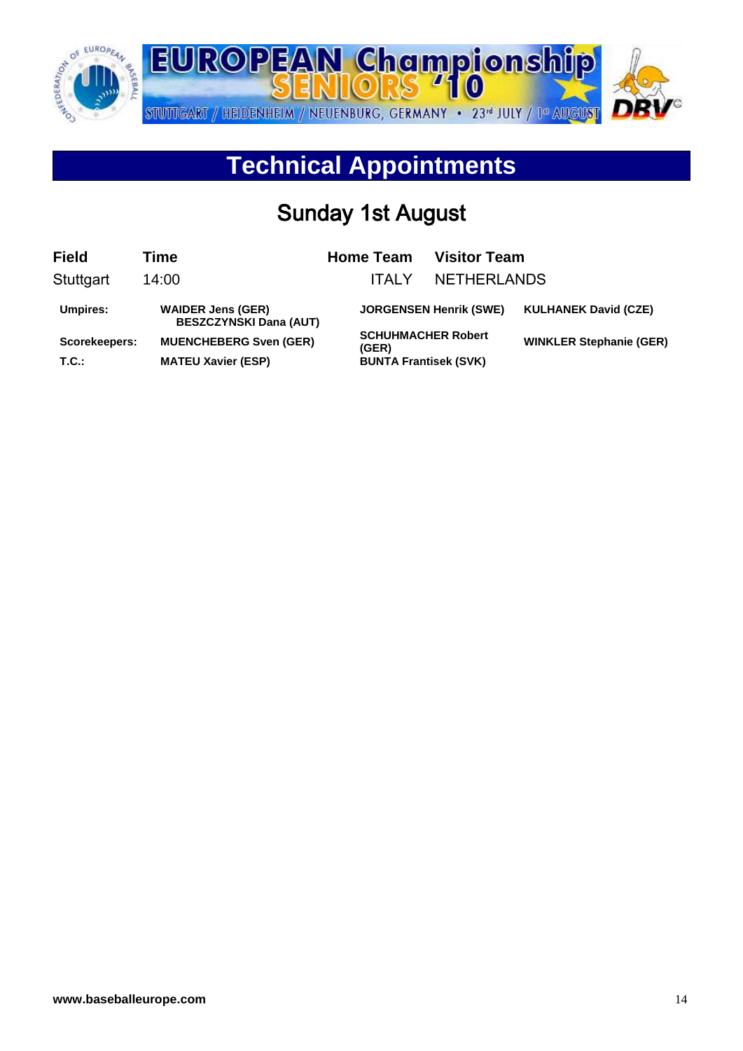# Technical Appointments

## Sunday 1st August

| Field | Time | Home Team | Visitor Team |
|---|---|---|---|
| Stuttgart | 14:00 | ITALY | NETHERLANDS |

| | | | |
|---|---|---|---|
| **Umpires:** | **WAIDER Jens (GER)** **BESZCZYNSKI Dana (AUT)** | **JORGENSEN Henrik (SWE)** | **KULHANEK David (CZE)** |
| **Scorekeepers:** | **MUENCHEBERG Sven (GER)** | **SCHUHMACHER Robert (GER)** | **WINKLER Stephanie (GER)** |
| **T.C.:** | **MATEU Xavier (ESP)** | **BUNTA Frantisek (SVK)** | |

**www.baseballeurope.com**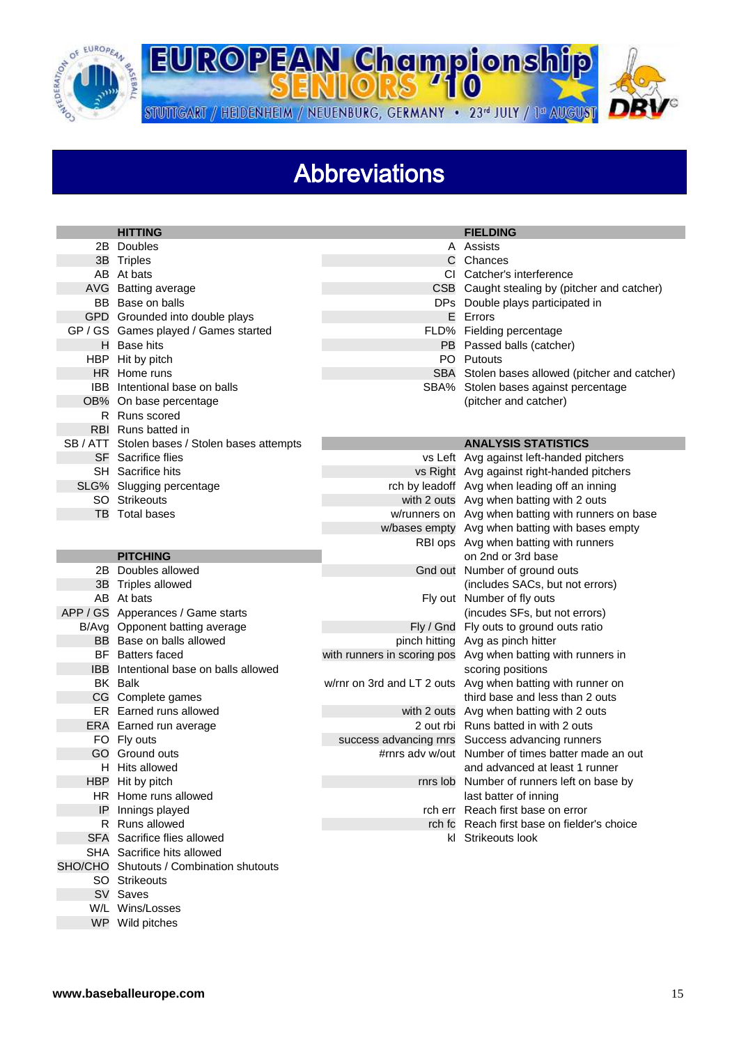EUROPEAN Championship SENIORS '10

STUTTGART / HEIDENHEIM / NEUENBURG, GERMANY • 23rd JULY / 1st AUGUST

# Abbreviations

| | HITTING |
|---|---|
| 2B | Doubles |
| 3B | Triples |
| AB | At bats |
| AVG | Batting average |
| BB | Base on balls |
| GPD | Grounded into double plays |
| GP / GS | Games played / Games started |
| H | Base hits |
| HBP | Hit by pitch |
| HR | Home runs |
| IBB | Intentional base on balls |
| OB% | On base percentage |
| R | Runs scored |
| RBI | Runs batted in |
| SB / ATT | Stolen bases / Stolen bases attempts |
| SF | Sacrifice flies |
| SH | Sacrifice hits |
| SLG% | Slugging percentage |
| SO | Strikeouts |
| TB | Total bases |

| | PITCHING |
|---|---|
| 2B | Doubles allowed |
| 3B | Triples allowed |
| AB | At bats |
| APP / GS | Apperances / Game starts |
| B/Avg | Opponent batting average |
| BB | Base on balls allowed |
| BF | Batters faced |
| IBB | Intentional base on balls allowed |
| BK | Balk |
| CG | Complete games |
| ER | Earned runs allowed |
| ERA | Earned run average |
| FO | Fly outs |
| GO | Ground outs |
| H | Hits allowed |
| HBP | Hit by pitch |
| HR | Home runs allowed |
| IP | Innings played |
| R | Runs allowed |
| SFA | Sacrifice flies allowed |
| SHA | Sacrifice hits allowed |
| SHO/CHO | Shutouts / Combination shutouts |
| SO | Strikeouts |
| SV | Saves |
| W/L | Wins/Losses |
| WP | Wild pitches |

| | FIELDING |
|---|---|
| A | Assists |
| C | Chances |
| CI | Catcher's interference |
| CSB | Caught stealing by (pitcher and catcher) |
| DPs | Double plays participated in |
| E | Errors |
| FLD% | Fielding percentage |
| PB | Passed balls (catcher) |
| PO | Putouts |
| SBA | Stolen bases allowed (pitcher and catcher) |
| SBA% | Stolen bases against percentage (pitcher and catcher) |

| | ANALYSIS STATISTICS |
|---|---|
| vs Left | Avg against left-handed pitchers |
| vs Right | Avg against right-handed pitchers |
| rch by leadoff | Avg when leading off an inning |
| with 2 outs | Avg when batting with 2 outs |
| w/runners on | Avg when batting with runners on base |
| w/bases empty | Avg when batting with bases empty |
| RBI ops | Avg when batting with runners on 2nd or 3rd base |
| Gnd out | Number of ground outs (includes SACs, but not errors) |
| Fly out | Number of fly outs (incudes SFs, but not errors) |
| Fly / Gnd | Fly outs to ground outs ratio |
| pinch hitting | Avg as pinch hitter |
| with runners in scoring pos | Avg when batting with runners in scoring positions |
| w/rnr on 3rd and LT 2 outs | Avg when batting with runner on third base and less than 2 outs |
| with 2 outs | Avg when batting with 2 outs |
| 2 out rbi | Runs batted in with 2 outs |
| success advancing rnrs | Success advancing runners |
| #rnrs adv w/out | Number of times batter made an out and advanced at least 1 runner |
| rnrs lob | Number of runners left on base by last batter of inning |
| rch err | Reach first base on error |
| rch fc | Reach first base on fielder's choice |
| kl | Strikeouts look |

**www.baseballeurope.com**